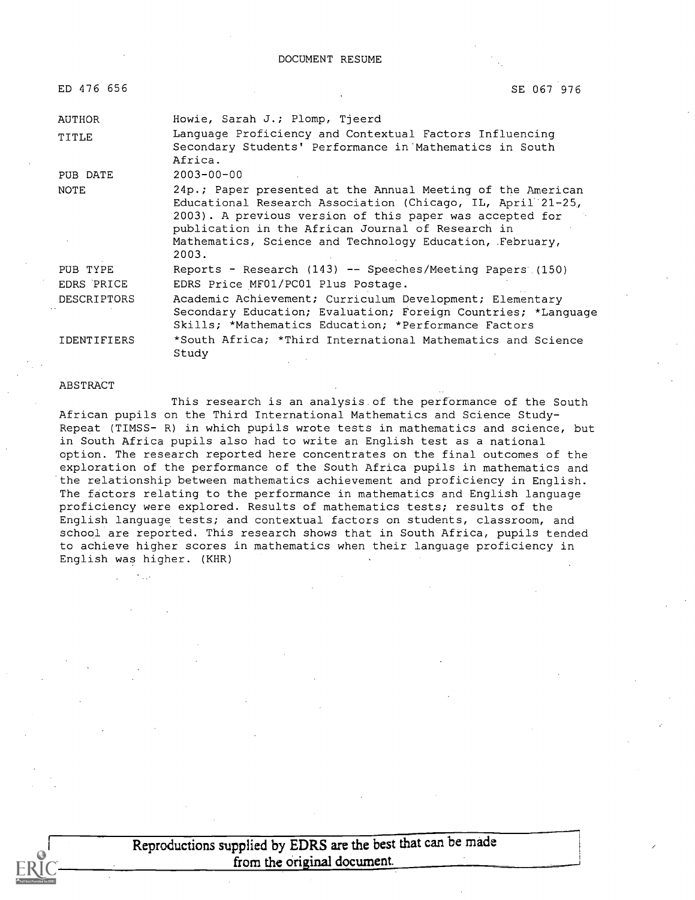DOCUMENT RESUME

| ED 476 656 | SE 067 976 |
|---|---|
| AUTHOR | Howie, Sarah J.; Plomp, Tjeerd |
| TITLE | Language Proficiency and Contextual Factors Influencing Secondary Students' Performance in Mathematics in South Africa. |
| PUB DATE | 2003-00-00 |
| NOTE | 24p.; Paper presented at the Annual Meeting of the American Educational Research Association (Chicago, IL, April 21-25, 2003). A previous version of this paper was accepted for publication in the African Journal of Research in Mathematics, Science and Technology Education, February, 2003. |
| PUB TYPE | Reports - Research (143) -- Speeches/Meeting Papers (150) |
| EDRS PRICE | EDRS Price MF01/PC01 Plus Postage. |
| DESCRIPTORS | Academic Achievement; Curriculum Development; Elementary Secondary Education; Evaluation; Foreign Countries; *Language Skills; *Mathematics Education; *Performance Factors |
| IDENTIFIERS | *South Africa; *Third International Mathematics and Science Study |

ABSTRACT

This research is an analysis of the performance of the South African pupils on the Third International Mathematics and Science Study-Repeat (TIMSS- R) in which pupils wrote tests in mathematics and science, but in South Africa pupils also had to write an English test as a national option. The research reported here concentrates on the final outcomes of the exploration of the performance of the South Africa pupils in mathematics and the relationship between mathematics achievement and proficiency in English. The factors relating to the performance in mathematics and English language proficiency were explored. Results of mathematics tests; results of the English language tests; and contextual factors on students, classroom, and school are reported. This research shows that in South Africa, pupils tended to achieve higher scores in mathematics when their language proficiency in English was higher. (KHR)

Reproductions supplied by EDRS are the best that can be made from the original document.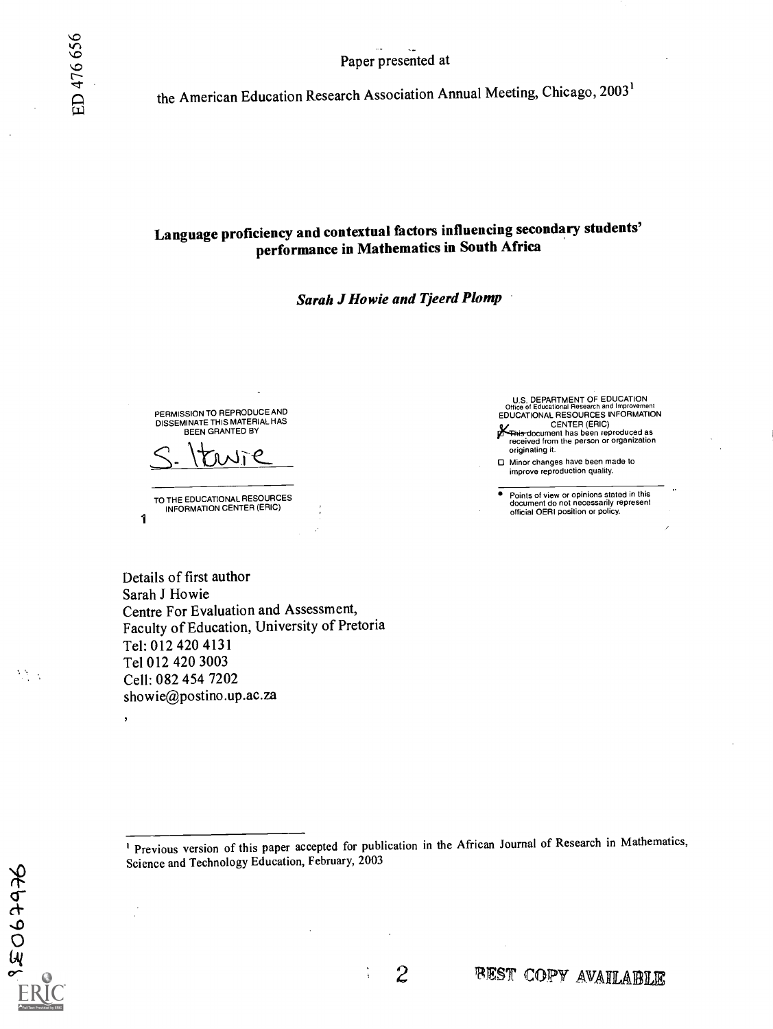Paper presented at

the American Education Research Association Annual Meeting, Chicago, 2003[1]

# Language proficiency and contextual factors influencing secondary students' performance in Mathematics in South Africa

***Sarah J Howie and Tjeerd Plomp***

PERMISSION TO REPRODUCE AND DISSEMINATE THIS MATERIAL HAS BEEN GRANTED BY

S. Howie

TO THE EDUCATIONAL RESOURCES INFORMATION CENTER (ERIC)

U.S. DEPARTMENT OF EDUCATION
Office of Educational Research and Improvement
EDUCATIONAL RESOURCES INFORMATION CENTER (ERIC)

- [x] This document has been reproduced as received from the person or organization originating it.
- [ ] Minor changes have been made to improve reproduction quality.

- Points of view or opinions stated in this document do not necessarily represent official OERI position or policy.

Details of first author
Sarah J Howie
Centre For Evaluation and Assessment,
Faculty of Education, University of Pretoria
Tel: 012 420 4131
Tel 012 420 3003
Cell: 082 454 7202
showie@postino.up.ac.za

[1] Previous version of this paper accepted for publication in the African Journal of Research in Mathematics, Science and Technology Education, February, 2003

BEST COPY AVAILABLE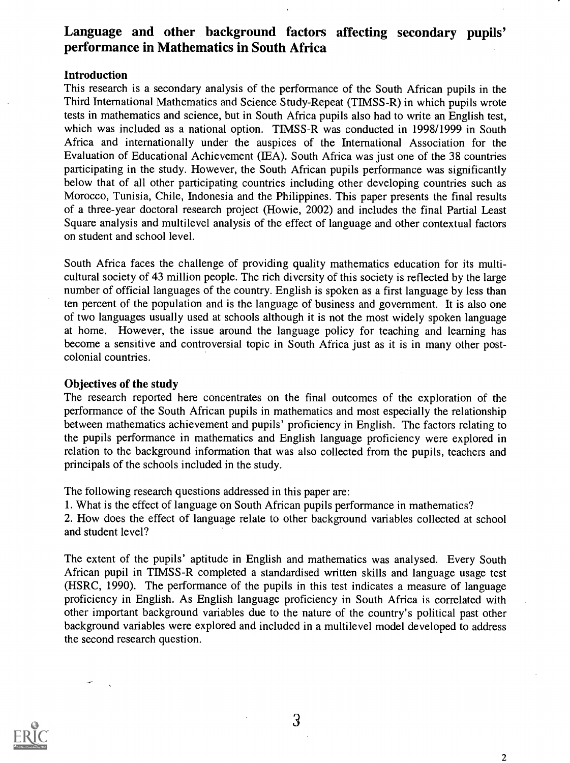## Language and other background factors affecting secondary pupils' performance in Mathematics in South Africa

### Introduction

This research is a secondary analysis of the performance of the South African pupils in the Third International Mathematics and Science Study-Repeat (TIMSS-R) in which pupils wrote tests in mathematics and science, but in South Africa pupils also had to write an English test, which was included as a national option. TIMSS-R was conducted in 1998/1999 in South Africa and internationally under the auspices of the International Association for the Evaluation of Educational Achievement (IEA). South Africa was just one of the 38 countries participating in the study. However, the South African pupils performance was significantly below that of all other participating countries including other developing countries such as Morocco, Tunisia, Chile, Indonesia and the Philippines. This paper presents the final results of a three-year doctoral research project (Howie, 2002) and includes the final Partial Least Square analysis and multilevel analysis of the effect of language and other contextual factors on student and school level.

South Africa faces the challenge of providing quality mathematics education for its multi-cultural society of 43 million people. The rich diversity of this society is reflected by the large number of official languages of the country. English is spoken as a first language by less than ten percent of the population and is the language of business and government. It is also one of two languages usually used at schools although it is not the most widely spoken language at home. However, the issue around the language policy for teaching and learning has become a sensitive and controversial topic in South Africa just as it is in many other post-colonial countries.

### Objectives of the study

The research reported here concentrates on the final outcomes of the exploration of the performance of the South African pupils in mathematics and most especially the relationship between mathematics achievement and pupils' proficiency in English. The factors relating to the pupils performance in mathematics and English language proficiency were explored in relation to the background information that was also collected from the pupils, teachers and principals of the schools included in the study.

The following research questions addressed in this paper are:

1. What is the effect of language on South African pupils performance in mathematics?
2. How does the effect of language relate to other background variables collected at school and student level?

The extent of the pupils' aptitude in English and mathematics was analysed. Every South African pupil in TIMSS-R completed a standardised written skills and language usage test (HSRC, 1990). The performance of the pupils in this test indicates a measure of language proficiency in English. As English language proficiency in South Africa is correlated with other important background variables due to the nature of the country's political past other background variables were explored and included in a multilevel model developed to address the second research question.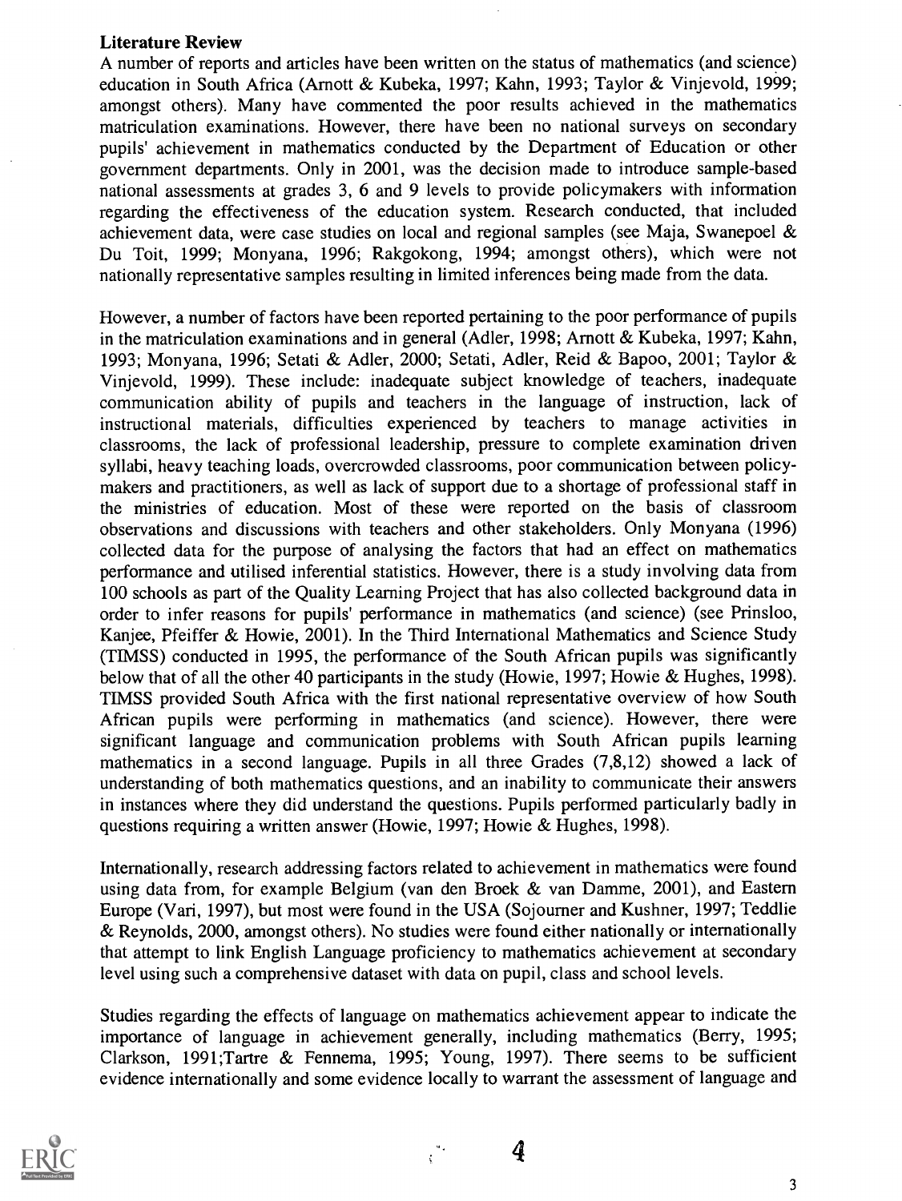## Literature Review

A number of reports and articles have been written on the status of mathematics (and science) education in South Africa (Arnott & Kubeka, 1997; Kahn, 1993; Taylor & Vinjevold, 1999; amongst others). Many have commented the poor results achieved in the mathematics matriculation examinations. However, there have been no national surveys on secondary pupils' achievement in mathematics conducted by the Department of Education or other government departments. Only in 2001, was the decision made to introduce sample-based national assessments at grades 3, 6 and 9 levels to provide policymakers with information regarding the effectiveness of the education system. Research conducted, that included achievement data, were case studies on local and regional samples (see Maja, Swanepoel & Du Toit, 1999; Monyana, 1996; Rakgokong, 1994; amongst others), which were not nationally representative samples resulting in limited inferences being made from the data.

However, a number of factors have been reported pertaining to the poor performance of pupils in the matriculation examinations and in general (Adler, 1998; Arnott & Kubeka, 1997; Kahn, 1993; Monyana, 1996; Setati & Adler, 2000; Setati, Adler, Reid & Bapoo, 2001; Taylor & Vinjevold, 1999). These include: inadequate subject knowledge of teachers, inadequate communication ability of pupils and teachers in the language of instruction, lack of instructional materials, difficulties experienced by teachers to manage activities in classrooms, the lack of professional leadership, pressure to complete examination driven syllabi, heavy teaching loads, overcrowded classrooms, poor communication between policy-makers and practitioners, as well as lack of support due to a shortage of professional staff in the ministries of education. Most of these were reported on the basis of classroom observations and discussions with teachers and other stakeholders. Only Monyana (1996) collected data for the purpose of analysing the factors that had an effect on mathematics performance and utilised inferential statistics. However, there is a study involving data from 100 schools as part of the Quality Learning Project that has also collected background data in order to infer reasons for pupils' performance in mathematics (and science) (see Prinsloo, Kanjee, Pfeiffer & Howie, 2001). In the Third International Mathematics and Science Study (TIMSS) conducted in 1995, the performance of the South African pupils was significantly below that of all the other 40 participants in the study (Howie, 1997; Howie & Hughes, 1998). TIMSS provided South Africa with the first national representative overview of how South African pupils were performing in mathematics (and science). However, there were significant language and communication problems with South African pupils learning mathematics in a second language. Pupils in all three Grades (7,8,12) showed a lack of understanding of both mathematics questions, and an inability to communicate their answers in instances where they did understand the questions. Pupils performed particularly badly in questions requiring a written answer (Howie, 1997; Howie & Hughes, 1998).

Internationally, research addressing factors related to achievement in mathematics were found using data from, for example Belgium (van den Broek & van Damme, 2001), and Eastern Europe (Vari, 1997), but most were found in the USA (Sojourner and Kushner, 1997; Teddlie & Reynolds, 2000, amongst others). No studies were found either nationally or internationally that attempt to link English Language proficiency to mathematics achievement at secondary level using such a comprehensive dataset with data on pupil, class and school levels.

Studies regarding the effects of language on mathematics achievement appear to indicate the importance of language in achievement generally, including mathematics (Berry, 1995; Clarkson, 1991;Tartre & Fennema, 1995; Young, 1997). There seems to be sufficient evidence internationally and some evidence locally to warrant the assessment of language and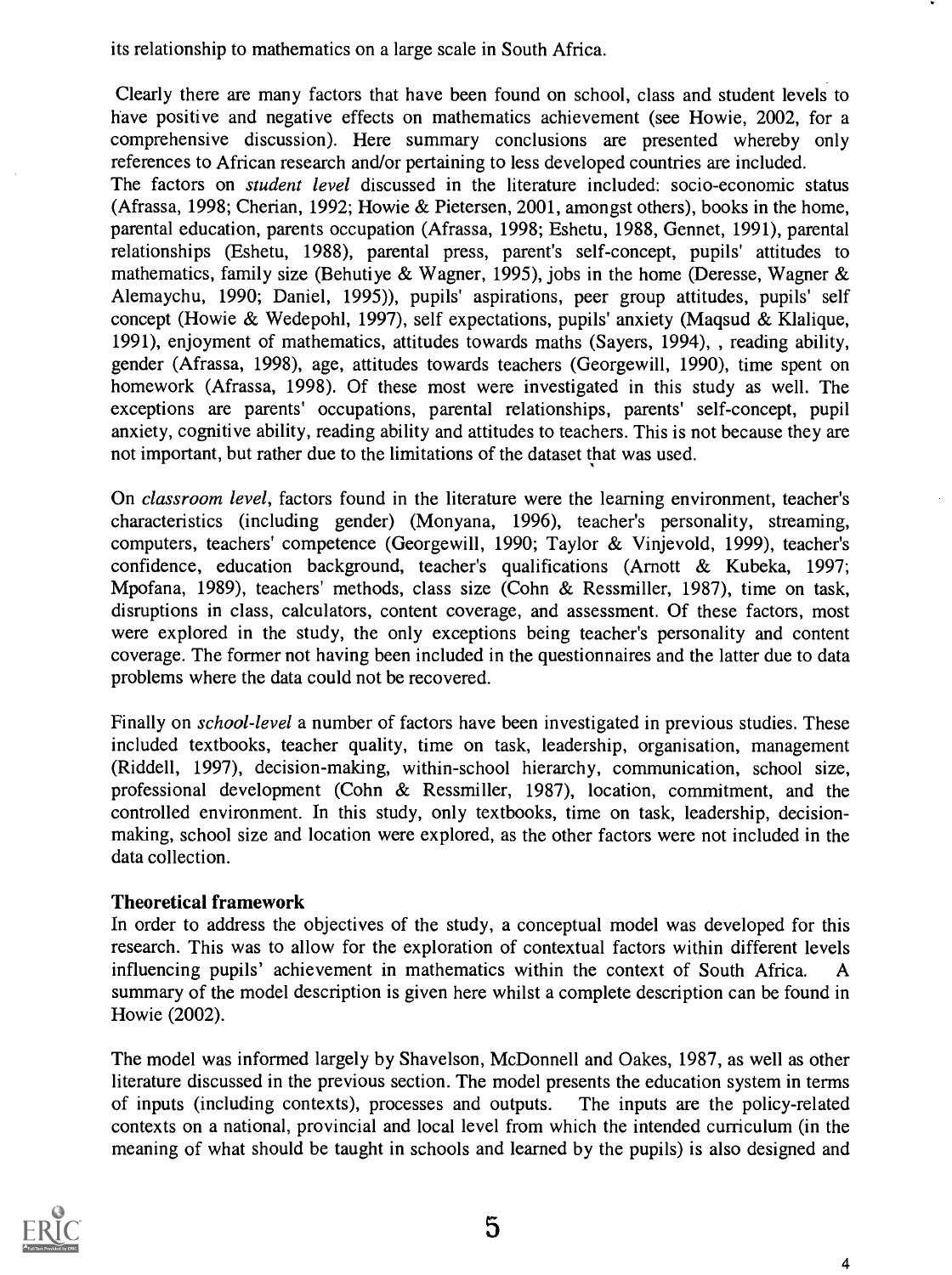its relationship to mathematics on a large scale in South Africa.

Clearly there are many factors that have been found on school, class and student levels to have positive and negative effects on mathematics achievement (see Howie, 2002, for a comprehensive discussion). Here summary conclusions are presented whereby only references to African research and/or pertaining to less developed countries are included.

The factors on *student level* discussed in the literature included: socio-economic status (Afrassa, 1998; Cherian, 1992; Howie & Pietersen, 2001, amongst others), books in the home, parental education, parents occupation (Afrassa, 1998; Eshetu, 1988, Gennet, 1991), parental relationships (Eshetu, 1988), parental press, parent's self-concept, pupils' attitudes to mathematics, family size (Behutiye & Wagner, 1995), jobs in the home (Deresse, Wagner & Alemaychu, 1990; Daniel, 1995)), pupils' aspirations, peer group attitudes, pupils' self concept (Howie & Wedepohl, 1997), self expectations, pupils' anxiety (Maqsud & Klalique, 1991), enjoyment of mathematics, attitudes towards maths (Sayers, 1994), , reading ability, gender (Afrassa, 1998), age, attitudes towards teachers (Georgewill, 1990), time spent on homework (Afrassa, 1998). Of these most were investigated in this study as well. The exceptions are parents' occupations, parental relationships, parents' self-concept, pupil anxiety, cognitive ability, reading ability and attitudes to teachers. This is not because they are not important, but rather due to the limitations of the dataset that was used.

On *classroom level*, factors found in the literature were the learning environment, teacher's characteristics (including gender) (Monyana, 1996), teacher's personality, streaming, computers, teachers' competence (Georgewill, 1990; Taylor & Vinjevold, 1999), teacher's confidence, education background, teacher's qualifications (Arnott & Kubeka, 1997; Mpofana, 1989), teachers' methods, class size (Cohn & Ressmiller, 1987), time on task, disruptions in class, calculators, content coverage, and assessment. Of these factors, most were explored in the study, the only exceptions being teacher's personality and content coverage. The former not having been included in the questionnaires and the latter due to data problems where the data could not be recovered.

Finally on *school-level* a number of factors have been investigated in previous studies. These included textbooks, teacher quality, time on task, leadership, organisation, management (Riddell, 1997), decision-making, within-school hierarchy, communication, school size, professional development (Cohn & Ressmiller, 1987), location, commitment, and the controlled environment. In this study, only textbooks, time on task, leadership, decision-making, school size and location were explored, as the other factors were not included in the data collection.

**Theoretical framework**

In order to address the objectives of the study, a conceptual model was developed for this research. This was to allow for the exploration of contextual factors within different levels influencing pupils' achievement in mathematics within the context of South Africa. A summary of the model description is given here whilst a complete description can be found in Howie (2002).

The model was informed largely by Shavelson, McDonnell and Oakes, 1987, as well as other literature discussed in the previous section. The model presents the education system in terms of inputs (including contexts), processes and outputs. The inputs are the policy-related contexts on a national, provincial and local level from which the intended curriculum (in the meaning of what should be taught in schools and learned by the pupils) is also designed and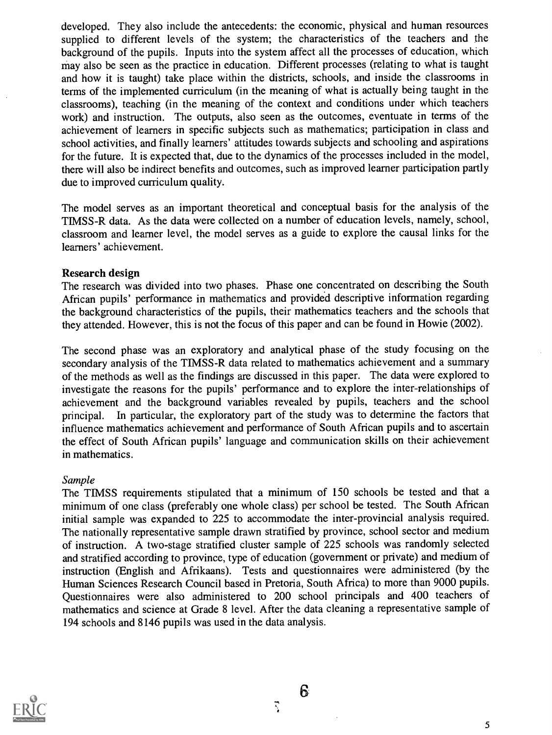developed. They also include the antecedents: the economic, physical and human resources supplied to different levels of the system; the characteristics of the teachers and the background of the pupils. Inputs into the system affect all the processes of education, which may also be seen as the practice in education. Different processes (relating to what is taught and how it is taught) take place within the districts, schools, and inside the classrooms in terms of the implemented curriculum (in the meaning of what is actually being taught in the classrooms), teaching (in the meaning of the context and conditions under which teachers work) and instruction. The outputs, also seen as the outcomes, eventuate in terms of the achievement of learners in specific subjects such as mathematics; participation in class and school activities, and finally learners' attitudes towards subjects and schooling and aspirations for the future. It is expected that, due to the dynamics of the processes included in the model, there will also be indirect benefits and outcomes, such as improved learner participation partly due to improved curriculum quality.

The model serves as an important theoretical and conceptual basis for the analysis of the TIMSS-R data. As the data were collected on a number of education levels, namely, school, classroom and learner level, the model serves as a guide to explore the causal links for the learners' achievement.

**Research design**

The research was divided into two phases. Phase one concentrated on describing the South African pupils' performance in mathematics and provided descriptive information regarding the background characteristics of the pupils, their mathematics teachers and the schools that they attended. However, this is not the focus of this paper and can be found in Howie (2002).

The second phase was an exploratory and analytical phase of the study focusing on the secondary analysis of the TIMSS-R data related to mathematics achievement and a summary of the methods as well as the findings are discussed in this paper. The data were explored to investigate the reasons for the pupils' performance and to explore the inter-relationships of achievement and the background variables revealed by pupils, teachers and the school principal. In particular, the exploratory part of the study was to determine the factors that influence mathematics achievement and performance of South African pupils and to ascertain the effect of South African pupils' language and communication skills on their achievement in mathematics.

*Sample*

The TIMSS requirements stipulated that a minimum of 150 schools be tested and that a minimum of one class (preferably one whole class) per school be tested. The South African initial sample was expanded to 225 to accommodate the inter-provincial analysis required. The nationally representative sample drawn stratified by province, school sector and medium of instruction. A two-stage stratified cluster sample of 225 schools was randomly selected and stratified according to province, type of education (government or private) and medium of instruction (English and Afrikaans). Tests and questionnaires were administered (by the Human Sciences Research Council based in Pretoria, South Africa) to more than 9000 pupils. Questionnaires were also administered to 200 school principals and 400 teachers of mathematics and science at Grade 8 level. After the data cleaning a representative sample of 194 schools and 8146 pupils was used in the data analysis.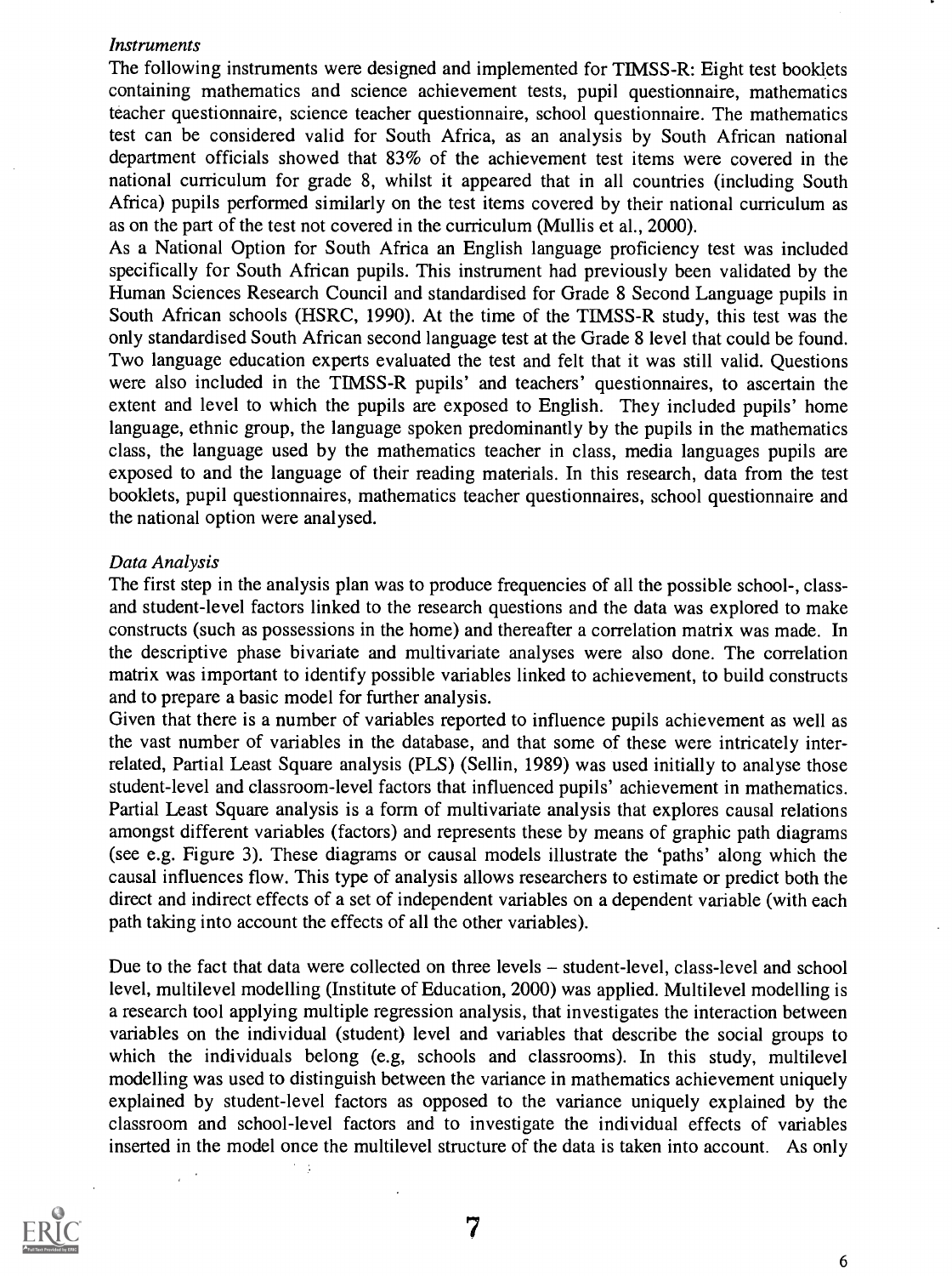*Instruments*

The following instruments were designed and implemented for TIMSS-R: Eight test booklets containing mathematics and science achievement tests, pupil questionnaire, mathematics teacher questionnaire, science teacher questionnaire, school questionnaire. The mathematics test can be considered valid for South Africa, as an analysis by South African national department officials showed that 83% of the achievement test items were covered in the national curriculum for grade 8, whilst it appeared that in all countries (including South Africa) pupils performed similarly on the test items covered by their national curriculum as as on the part of the test not covered in the curriculum (Mullis et al., 2000).

As a National Option for South Africa an English language proficiency test was included specifically for South African pupils. This instrument had previously been validated by the Human Sciences Research Council and standardised for Grade 8 Second Language pupils in South African schools (HSRC, 1990). At the time of the TIMSS-R study, this test was the only standardised South African second language test at the Grade 8 level that could be found. Two language education experts evaluated the test and felt that it was still valid. Questions were also included in the TIMSS-R pupils' and teachers' questionnaires, to ascertain the extent and level to which the pupils are exposed to English. They included pupils' home language, ethnic group, the language spoken predominantly by the pupils in the mathematics class, the language used by the mathematics teacher in class, media languages pupils are exposed to and the language of their reading materials. In this research, data from the test booklets, pupil questionnaires, mathematics teacher questionnaires, school questionnaire and the national option were analysed.

*Data Analysis*

The first step in the analysis plan was to produce frequencies of all the possible school-, class- and student-level factors linked to the research questions and the data was explored to make constructs (such as possessions in the home) and thereafter a correlation matrix was made. In the descriptive phase bivariate and multivariate analyses were also done. The correlation matrix was important to identify possible variables linked to achievement, to build constructs and to prepare a basic model for further analysis.

Given that there is a number of variables reported to influence pupils achievement as well as the vast number of variables in the database, and that some of these were intricately inter-related, Partial Least Square analysis (PLS) (Sellin, 1989) was used initially to analyse those student-level and classroom-level factors that influenced pupils' achievement in mathematics. Partial Least Square analysis is a form of multivariate analysis that explores causal relations amongst different variables (factors) and represents these by means of graphic path diagrams (see e.g. Figure 3). These diagrams or causal models illustrate the 'paths' along which the causal influences flow. This type of analysis allows researchers to estimate or predict both the direct and indirect effects of a set of independent variables on a dependent variable (with each path taking into account the effects of all the other variables).

Due to the fact that data were collected on three levels – student-level, class-level and school level, multilevel modelling (Institute of Education, 2000) was applied. Multilevel modelling is a research tool applying multiple regression analysis, that investigates the interaction between variables on the individual (student) level and variables that describe the social groups to which the individuals belong (e.g, schools and classrooms). In this study, multilevel modelling was used to distinguish between the variance in mathematics achievement uniquely explained by student-level factors as opposed to the variance uniquely explained by the classroom and school-level factors and to investigate the individual effects of variables inserted in the model once the multilevel structure of the data is taken into account. As only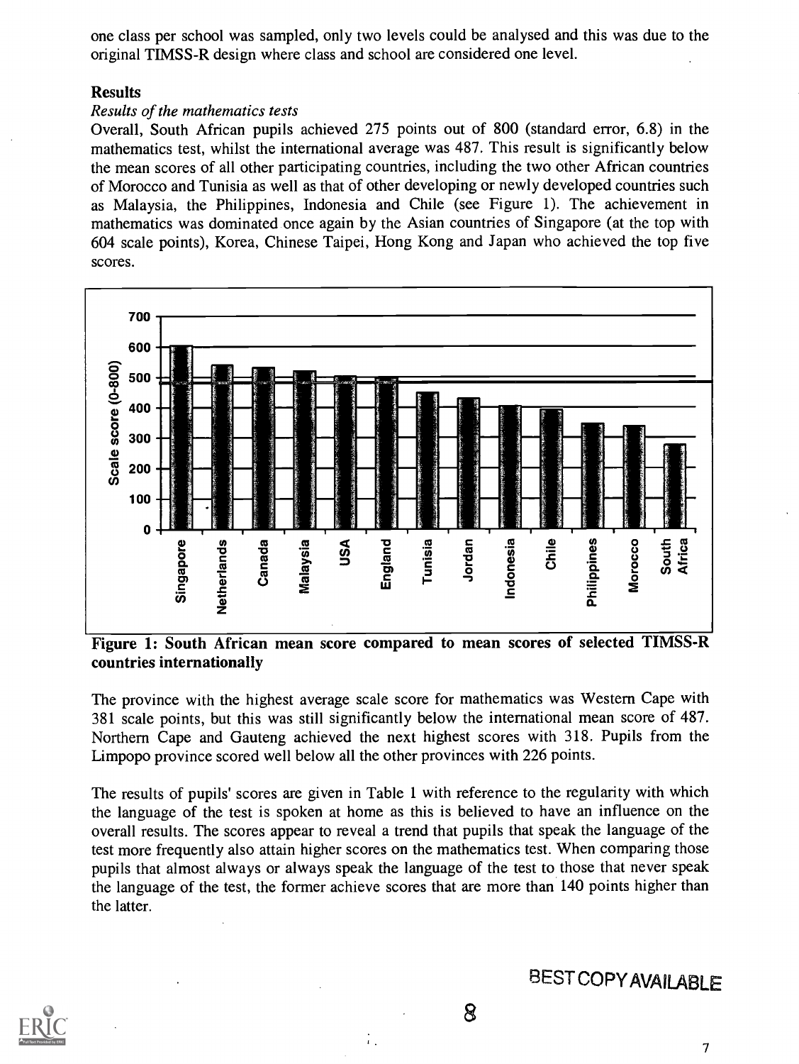one class per school was sampled, only two levels could be analysed and this was due to the original TIMSS-R design where class and school are considered one level.

## Results

### *Results of the mathematics tests*

Overall, South African pupils achieved 275 points out of 800 (standard error, 6.8) in the mathematics test, whilst the international average was 487. This result is significantly below the mean scores of all other participating countries, including the two other African countries of Morocco and Tunisia as well as that of other developing or newly developed countries such as Malaysia, the Philippines, Indonesia and Chile (see Figure 1). The achievement in mathematics was dominated once again by the Asian countries of Singapore (at the top with 604 scale points), Korea, Chinese Taipei, Hong Kong and Japan who achieved the top five scores.

**Figure 1: South African mean score compared to mean scores of selected TIMSS-R countries internationally**

The province with the highest average scale score for mathematics was Western Cape with 381 scale points, but this was still significantly below the international mean score of 487. Northern Cape and Gauteng achieved the next highest scores with 318. Pupils from the Limpopo province scored well below all the other provinces with 226 points.

The results of pupils' scores are given in Table 1 with reference to the regularity with which the language of the test is spoken at home as this is believed to have an influence on the overall results. The scores appear to reveal a trend that pupils that speak the language of the test more frequently also attain higher scores on the mathematics test. When comparing those pupils that almost always or always speak the language of the test to those that never speak the language of the test, the former achieve scores that are more than 140 points higher than the latter.

BEST COPY AVAILABLE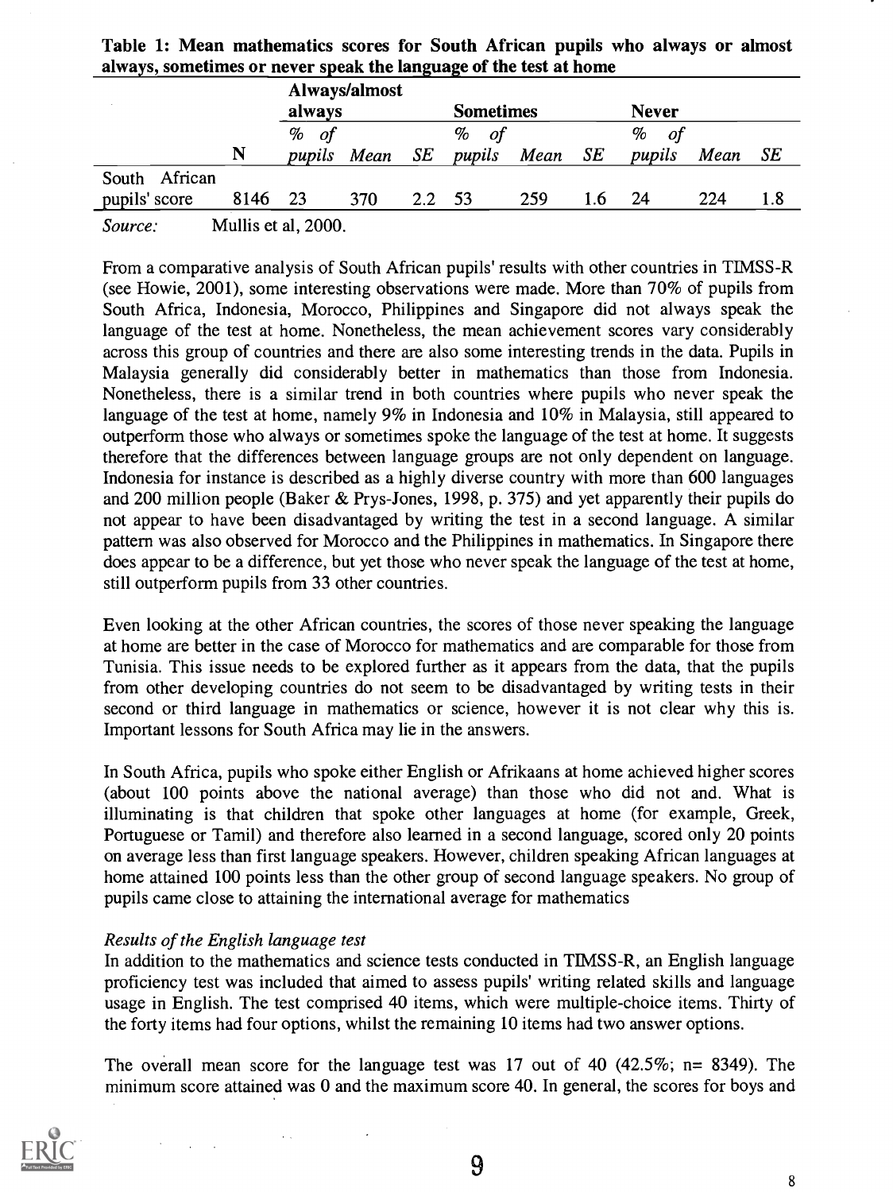**Table 1: Mean mathematics scores for South African pupils who always or almost always, sometimes or never speak the language of the test at home**

| | | Always/almost always | | | Sometimes | | | Never | | |
|---|---|---|---|---|---|---|---|---|---|---|
| | N | *% of pupils* | *Mean* | *SE* | *% of pupils* | *Mean* | *SE* | *% of pupils* | *Mean* | *SE* |
| South African pupils' score | 8146 | 23 | 370 | 2.2 | 53 | 259 | 1.6 | 24 | 224 | 1.8 |

*Source:* Mullis et al, 2000.

From a comparative analysis of South African pupils' results with other countries in TIMSS-R (see Howie, 2001), some interesting observations were made. More than 70% of pupils from South Africa, Indonesia, Morocco, Philippines and Singapore did not always speak the language of the test at home. Nonetheless, the mean achievement scores vary considerably across this group of countries and there are also some interesting trends in the data. Pupils in Malaysia generally did considerably better in mathematics than those from Indonesia. Nonetheless, there is a similar trend in both countries where pupils who never speak the language of the test at home, namely 9% in Indonesia and 10% in Malaysia, still appeared to outperform those who always or sometimes spoke the language of the test at home. It suggests therefore that the differences between language groups are not only dependent on language. Indonesia for instance is described as a highly diverse country with more than 600 languages and 200 million people (Baker & Prys-Jones, 1998, p. 375) and yet apparently their pupils do not appear to have been disadvantaged by writing the test in a second language. A similar pattern was also observed for Morocco and the Philippines in mathematics. In Singapore there does appear to be a difference, but yet those who never speak the language of the test at home, still outperform pupils from 33 other countries.

Even looking at the other African countries, the scores of those never speaking the language at home are better in the case of Morocco for mathematics and are comparable for those from Tunisia. This issue needs to be explored further as it appears from the data, that the pupils from other developing countries do not seem to be disadvantaged by writing tests in their second or third language in mathematics or science, however it is not clear why this is. Important lessons for South Africa may lie in the answers.

In South Africa, pupils who spoke either English or Afrikaans at home achieved higher scores (about 100 points above the national average) than those who did not and. What is illuminating is that children that spoke other languages at home (for example, Greek, Portuguese or Tamil) and therefore also learned in a second language, scored only 20 points on average less than first language speakers. However, children speaking African languages at home attained 100 points less than the other group of second language speakers. No group of pupils came close to attaining the international average for mathematics

*Results of the English language test*

In addition to the mathematics and science tests conducted in TIMSS-R, an English language proficiency test was included that aimed to assess pupils' writing related skills and language usage in English. The test comprised 40 items, which were multiple-choice items. Thirty of the forty items had four options, whilst the remaining 10 items had two answer options.

The overall mean score for the language test was 17 out of 40 (42.5%; n= 8349). The minimum score attained was 0 and the maximum score 40. In general, the scores for boys and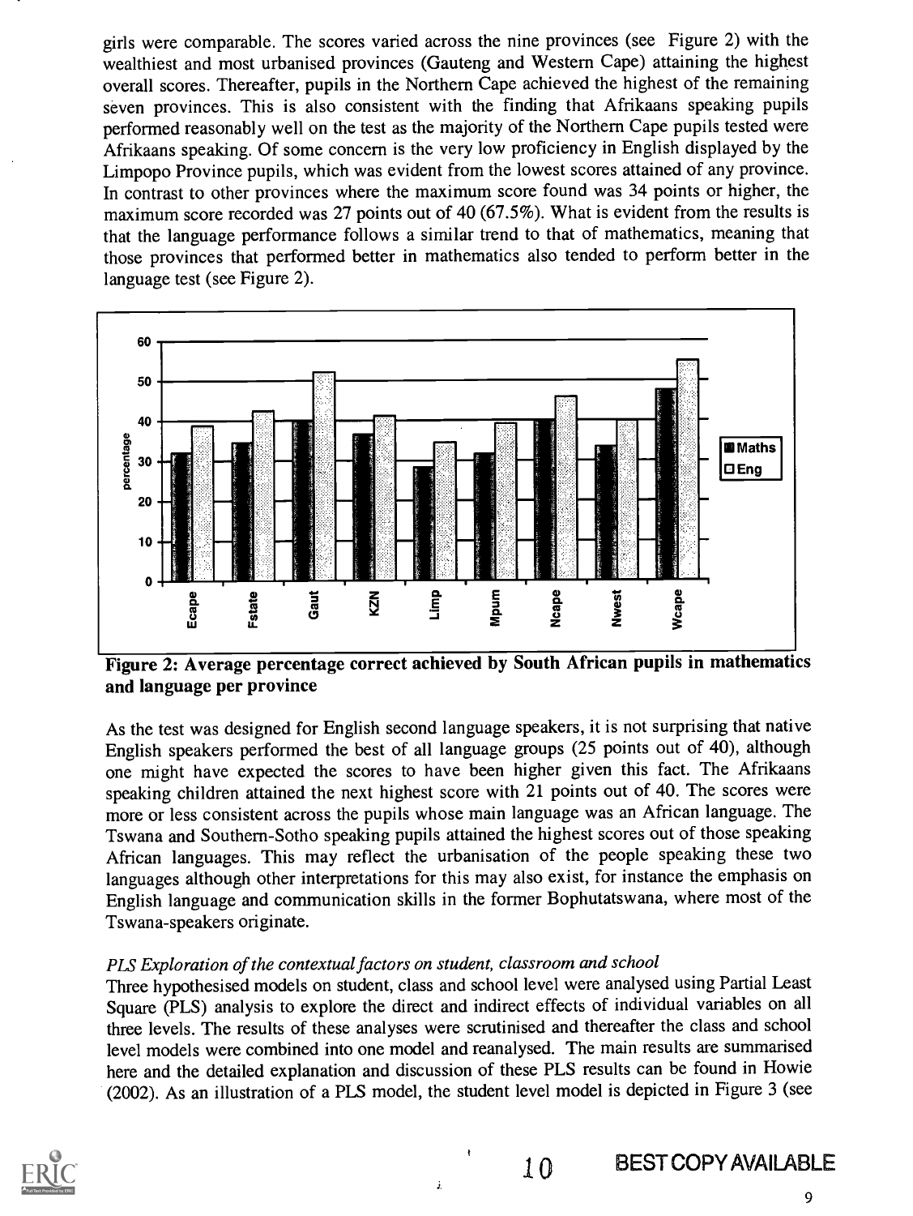girls were comparable. The scores varied across the nine provinces (see Figure 2) with the wealthiest and most urbanised provinces (Gauteng and Western Cape) attaining the highest overall scores. Thereafter, pupils in the Northern Cape achieved the highest of the remaining seven provinces. This is also consistent with the finding that Afrikaans speaking pupils performed reasonably well on the test as the majority of the Northern Cape pupils tested were Afrikaans speaking. Of some concern is the very low proficiency in English displayed by the Limpopo Province pupils, which was evident from the lowest scores attained of any province. In contrast to other provinces where the maximum score found was 34 points or higher, the maximum score recorded was 27 points out of 40 (67.5%). What is evident from the results is that the language performance follows a similar trend to that of mathematics, meaning that those provinces that performed better in mathematics also tended to perform better in the language test (see Figure 2).

**Figure 2: Average percentage correct achieved by South African pupils in mathematics and language per province**

As the test was designed for English second language speakers, it is not surprising that native English speakers performed the best of all language groups (25 points out of 40), although one might have expected the scores to have been higher given this fact. The Afrikaans speaking children attained the next highest score with 21 points out of 40. The scores were more or less consistent across the pupils whose main language was an African language. The Tswana and Southern-Sotho speaking pupils attained the highest scores out of those speaking African languages. This may reflect the urbanisation of the people speaking these two languages although other interpretations for this may also exist, for instance the emphasis on English language and communication skills in the former Bophutatswana, where most of the Tswana-speakers originate.

*PLS Exploration of the contextual factors on student, classroom and school*

Three hypothesised models on student, class and school level were analysed using Partial Least Square (PLS) analysis to explore the direct and indirect effects of individual variables on all three levels. The results of these analyses were scrutinised and thereafter the class and school level models were combined into one model and reanalysed. The main results are summarised here and the detailed explanation and discussion of these PLS results can be found in Howie (2002). As an illustration of a PLS model, the student level model is depicted in Figure 3 (see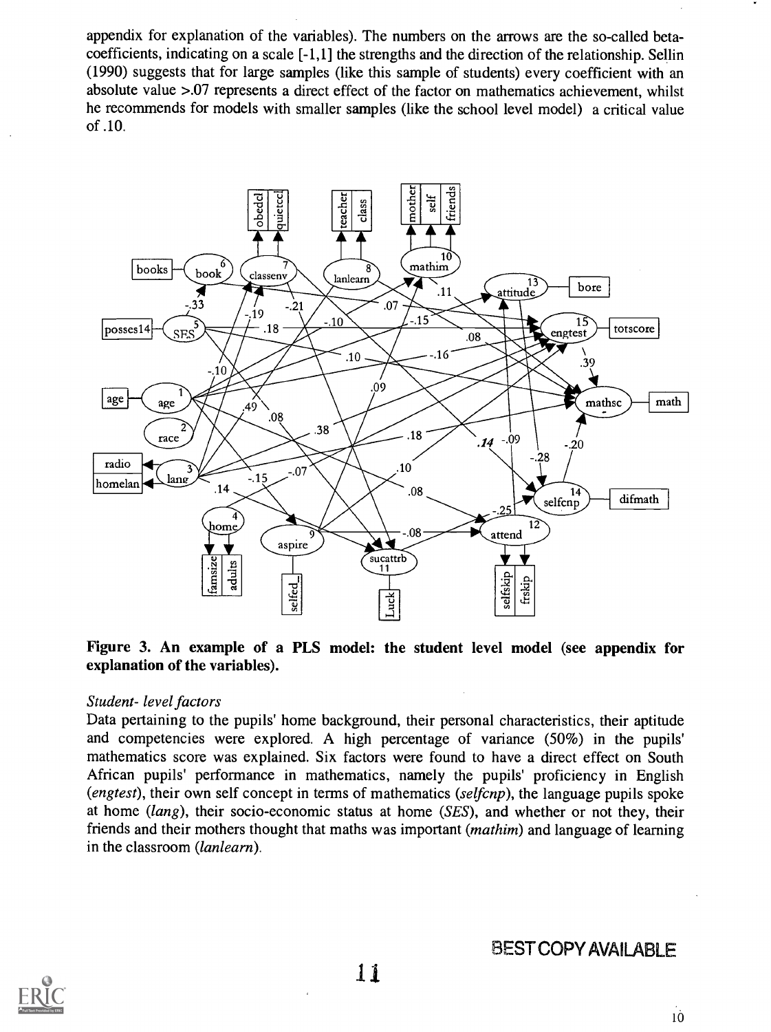appendix for explanation of the variables). The numbers on the arrows are the so-called beta-coefficients, indicating on a scale [-1,1] the strengths and the direction of the relationship. Sellin (1990) suggests that for large samples (like this sample of students) every coefficient with an absolute value >.07 represents a direct effect of the factor on mathematics achievement, whilst he recommends for models with smaller samples (like the school level model) a critical value of .10.

**Figure 3. An example of a PLS model: the student level model (see appendix for explanation of the variables).**

*Student- level factors*

Data pertaining to the pupils' home background, their personal characteristics, their aptitude and competencies were explored. A high percentage of variance (50%) in the pupils' mathematics score was explained. Six factors were found to have a direct effect on South African pupils' performance in mathematics, namely the pupils' proficiency in English (*engtest*), their own self concept in terms of mathematics (*selfcnp*), the language pupils spoke at home (*lang*), their socio-economic status at home (*SES*), and whether or not they, their friends and their mothers thought that maths was important (*mathim*) and language of learning in the classroom (*lanlearn*).

BEST COPY AVAILABLE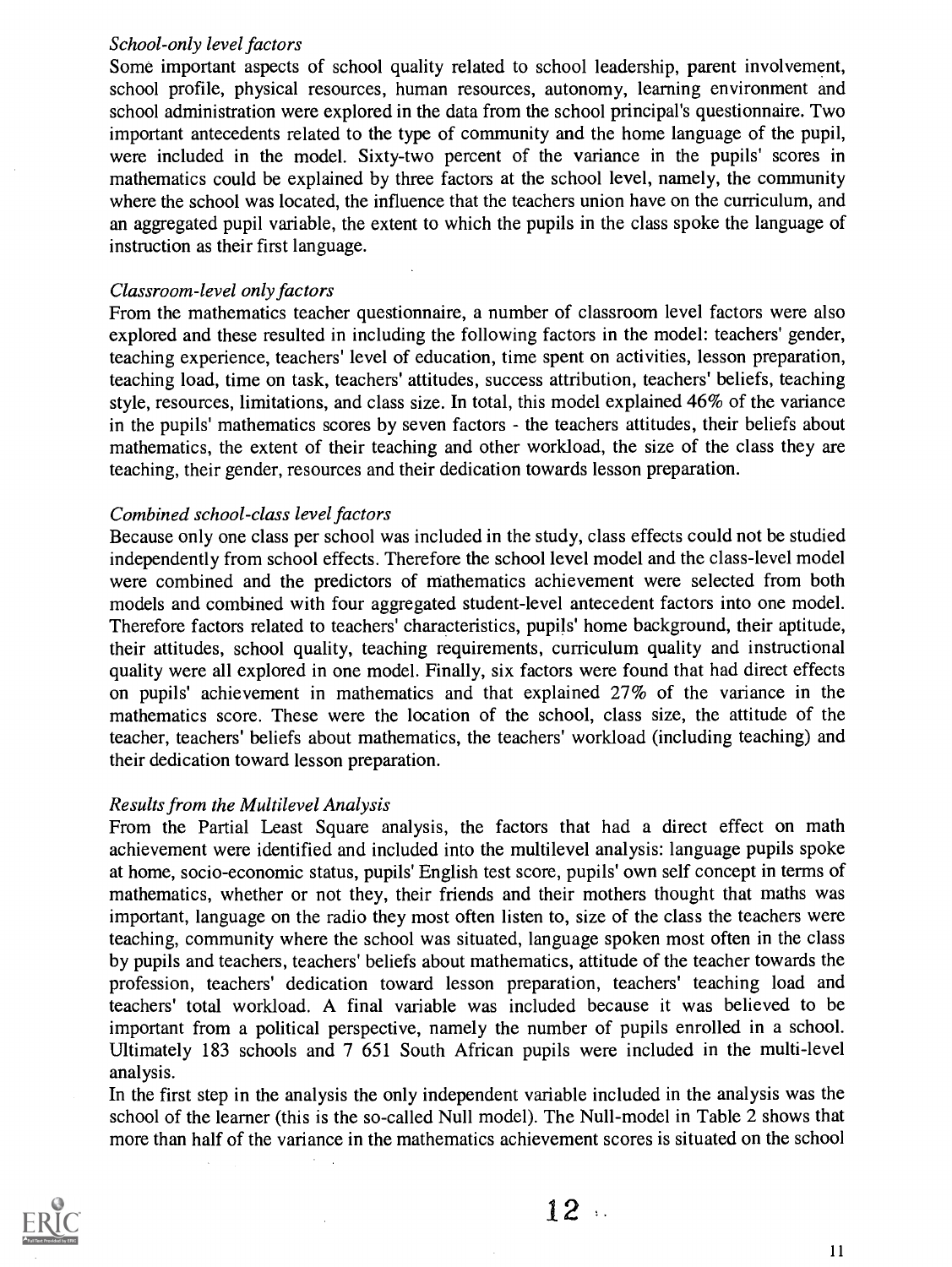*School-only level factors*

Some important aspects of school quality related to school leadership, parent involvement, school profile, physical resources, human resources, autonomy, learning environment and school administration were explored in the data from the school principal's questionnaire. Two important antecedents related to the type of community and the home language of the pupil, were included in the model. Sixty-two percent of the variance in the pupils' scores in mathematics could be explained by three factors at the school level, namely, the community where the school was located, the influence that the teachers union have on the curriculum, and an aggregated pupil variable, the extent to which the pupils in the class spoke the language of instruction as their first language.

*Classroom-level only factors*

From the mathematics teacher questionnaire, a number of classroom level factors were also explored and these resulted in including the following factors in the model: teachers' gender, teaching experience, teachers' level of education, time spent on activities, lesson preparation, teaching load, time on task, teachers' attitudes, success attribution, teachers' beliefs, teaching style, resources, limitations, and class size. In total, this model explained 46% of the variance in the pupils' mathematics scores by seven factors - the teachers attitudes, their beliefs about mathematics, the extent of their teaching and other workload, the size of the class they are teaching, their gender, resources and their dedication towards lesson preparation.

*Combined school-class level factors*

Because only one class per school was included in the study, class effects could not be studied independently from school effects. Therefore the school level model and the class-level model were combined and the predictors of mathematics achievement were selected from both models and combined with four aggregated student-level antecedent factors into one model. Therefore factors related to teachers' characteristics, pupils' home background, their aptitude, their attitudes, school quality, teaching requirements, curriculum quality and instructional quality were all explored in one model. Finally, six factors were found that had direct effects on pupils' achievement in mathematics and that explained 27% of the variance in the mathematics score. These were the location of the school, class size, the attitude of the teacher, teachers' beliefs about mathematics, the teachers' workload (including teaching) and their dedication toward lesson preparation.

*Results from the Multilevel Analysis*

From the Partial Least Square analysis, the factors that had a direct effect on math achievement were identified and included into the multilevel analysis: language pupils spoke at home, socio-economic status, pupils' English test score, pupils' own self concept in terms of mathematics, whether or not they, their friends and their mothers thought that maths was important, language on the radio they most often listen to, size of the class the teachers were teaching, community where the school was situated, language spoken most often in the class by pupils and teachers, teachers' beliefs about mathematics, attitude of the teacher towards the profession, teachers' dedication toward lesson preparation, teachers' teaching load and teachers' total workload. A final variable was included because it was believed to be important from a political perspective, namely the number of pupils enrolled in a school. Ultimately 183 schools and 7 651 South African pupils were included in the multi-level analysis.

In the first step in the analysis the only independent variable included in the analysis was the school of the learner (this is the so-called Null model). The Null-model in Table 2 shows that more than half of the variance in the mathematics achievement scores is situated on the school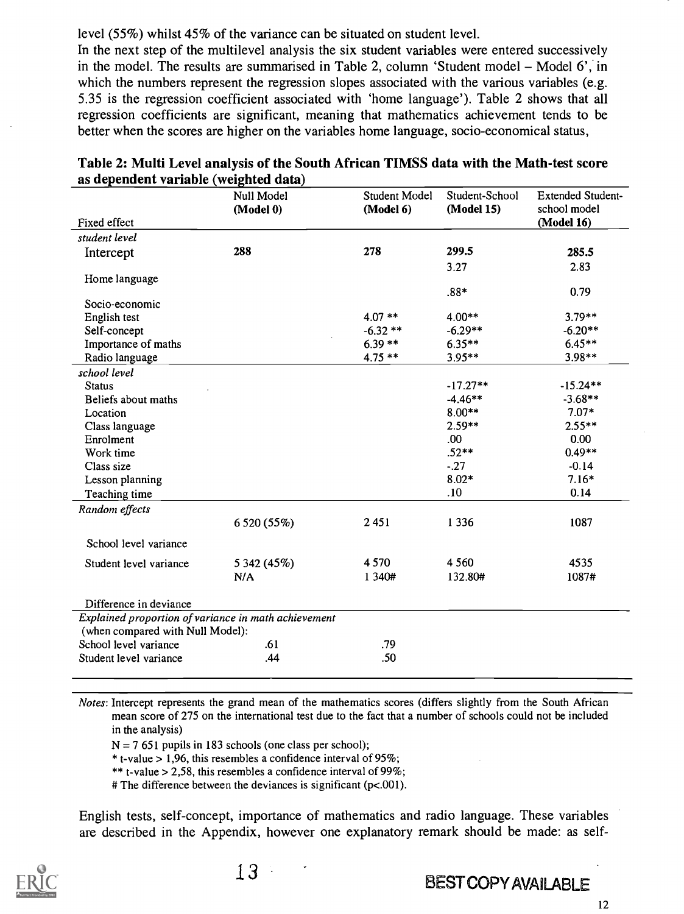level (55%) whilst 45% of the variance can be situated on student level.
In the next step of the multilevel analysis the six student variables were entered successively in the model. The results are summarised in Table 2, column 'Student model – Model 6', in which the numbers represent the regression slopes associated with the various variables (e.g. 5.35 is the regression coefficient associated with 'home language'). Table 2 shows that all regression coefficients are significant, meaning that mathematics achievement tends to be better when the scores are higher on the variables home language, socio-economical status,

**Table 2: Multi Level analysis of the South African TIMSS data with the Math-test score as dependent variable (weighted data)**

| Fixed effect | Null Model (Model 0) | Student Model (Model 6) | Student-School (Model 15) | Extended Student-school model (Model 16) |
|---|---|---|---|---|
| *student level* | | | | |
| Intercept | **288** | **278** | **299.5** | **285.5** |
| Home language | | | 3.27 | 2.83 |
| Socio-economic | | | .88* | 0.79 |
| English test | | 4.07 ** | 4.00** | 3.79** |
| Self-concept | | -6.32 ** | -6.29** | -6.20** |
| Importance of maths | | 6.39 ** | 6.35** | 6.45** |
| Radio language | | 4.75 ** | 3.95** | 3.98** |
| *school level* | | | | |
| Status | | | -17.27** | -15.24** |
| Beliefs about maths | | | -4.46** | -3.68** |
| Location | | | 8.00** | 7.07* |
| Class language | | | 2.59** | 2.55** |
| Enrolment | | | .00 | 0.00 |
| Work time | | | .52** | 0.49** |
| Class size | | | -.27 | -0.14 |
| Lesson planning | | | 8.02* | 7.16* |
| Teaching time | | | .10 | 0.14 |
| *Random effects* | | | | |
| School level variance | 6 520 (55%) | 2 451 | 1 336 | 1087 |
| Student level variance | 5 342 (45%) | 4 570 | 4 560 | 4535 |
| Difference in deviance | N/A | 1 340# | 132.80# | 1087# |
| *Explained proportion of variance in math achievement* (when compared with Null Model): | | | | |
| School level variance | .61 | .79 | | |
| Student level variance | .44 | .50 | | |

*Notes*: Intercept represents the grand mean of the mathematics scores (differs slightly from the South African mean score of 275 on the international test due to the fact that a number of schools could not be included in the analysis)

N = 7 651 pupils in 183 schools (one class per school);

\* t-value > 1,96, this resembles a confidence interval of 95%;

\*\* t-value > 2,58, this resembles a confidence interval of 99%;

\# The difference between the deviances is significant (p<.001).

English tests, self-concept, importance of mathematics and radio language. These variables are described in the Appendix, however one explanatory remark should be made: as self-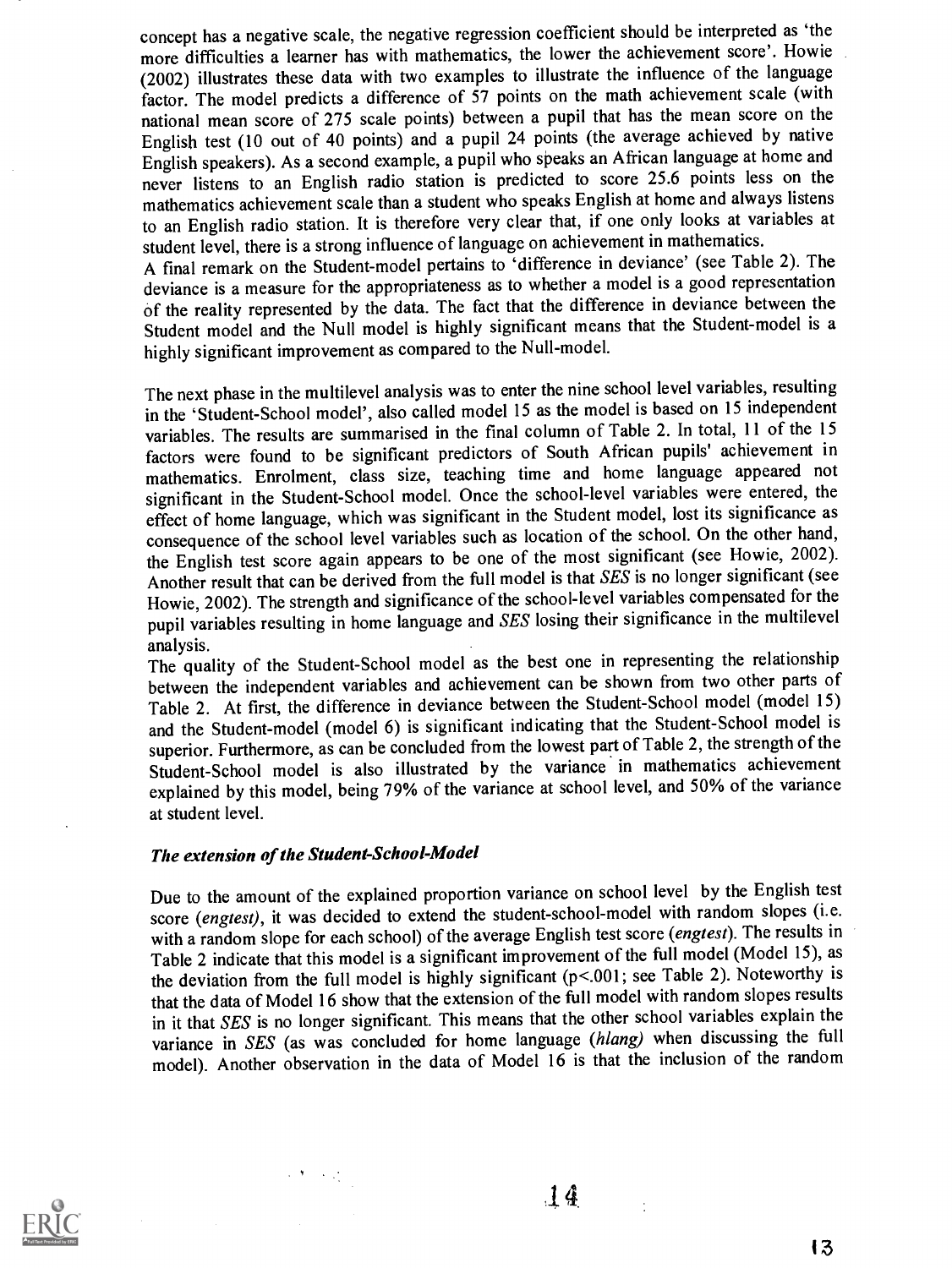concept has a negative scale, the negative regression coefficient should be interpreted as 'the more difficulties a learner has with mathematics, the lower the achievement score'. Howie (2002) illustrates these data with two examples to illustrate the influence of the language factor. The model predicts a difference of 57 points on the math achievement scale (with national mean score of 275 scale points) between a pupil that has the mean score on the English test (10 out of 40 points) and a pupil 24 points (the average achieved by native English speakers). As a second example, a pupil who speaks an African language at home and never listens to an English radio station is predicted to score 25.6 points less on the mathematics achievement scale than a student who speaks English at home and always listens to an English radio station. It is therefore very clear that, if one only looks at variables at student level, there is a strong influence of language on achievement in mathematics.

A final remark on the Student-model pertains to 'difference in deviance' (see Table 2). The deviance is a measure for the appropriateness as to whether a model is a good representation of the reality represented by the data. The fact that the difference in deviance between the Student model and the Null model is highly significant means that the Student-model is a highly significant improvement as compared to the Null-model.

The next phase in the multilevel analysis was to enter the nine school level variables, resulting in the 'Student-School model', also called model 15 as the model is based on 15 independent variables. The results are summarised in the final column of Table 2. In total, 11 of the 15 factors were found to be significant predictors of South African pupils' achievement in mathematics. Enrolment, class size, teaching time and home language appeared not significant in the Student-School model. Once the school-level variables were entered, the effect of home language, which was significant in the Student model, lost its significance as consequence of the school level variables such as location of the school. On the other hand, the English test score again appears to be one of the most significant (see Howie, 2002). Another result that can be derived from the full model is that *SES* is no longer significant (see Howie, 2002). The strength and significance of the school-level variables compensated for the pupil variables resulting in home language and *SES* losing their significance in the multilevel analysis.

The quality of the Student-School model as the best one in representing the relationship between the independent variables and achievement can be shown from two other parts of Table 2. At first, the difference in deviance between the Student-School model (model 15) and the Student-model (model 6) is significant indicating that the Student-School model is superior. Furthermore, as can be concluded from the lowest part of Table 2, the strength of the Student-School model is also illustrated by the variance in mathematics achievement explained by this model, being 79% of the variance at school level, and 50% of the variance at student level.

### *The extension of the Student-School-Model*

Due to the amount of the explained proportion variance on school level by the English test score (*engtest*), it was decided to extend the student-school-model with random slopes (i.e. with a random slope for each school) of the average English test score (*engtest*). The results in Table 2 indicate that this model is a significant improvement of the full model (Model 15), as the deviation from the full model is highly significant ($p<.001$; see Table 2). Noteworthy is that the data of Model 16 show that the extension of the full model with random slopes results in it that *SES* is no longer significant. This means that the other school variables explain the variance in *SES* (as was concluded for home language (*hlang*) when discussing the full model). Another observation in the data of Model 16 is that the inclusion of the random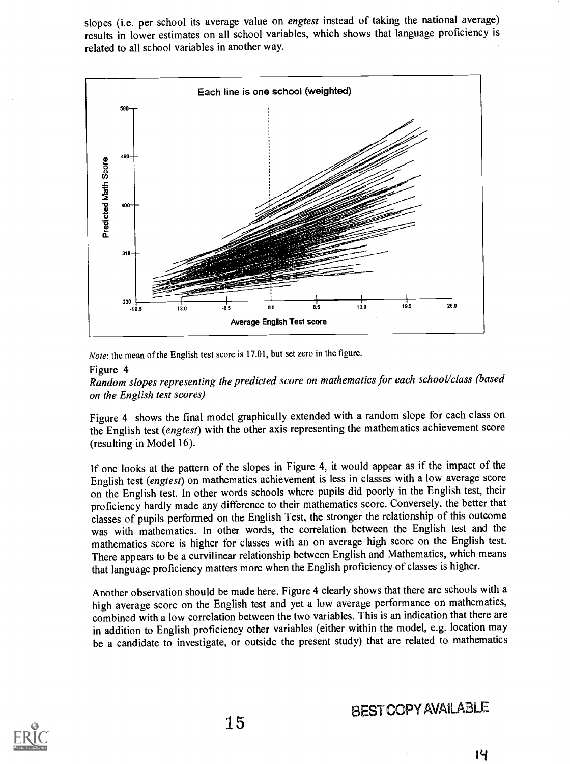slopes (i.e. per school its average value on *engtest* instead of taking the national average) results in lower estimates on all school variables, which shows that language proficiency is related to all school variables in another way.

*Note*: the mean of the English test score is 17.01, but set zero in the figure.

Figure 4
*Random slopes representing the predicted score on mathematics for each school/class (based on the English test scores)*

Figure 4 shows the final model graphically extended with a random slope for each class on the English test (*engtest*) with the other axis representing the mathematics achievement score (resulting in Model 16).

If one looks at the pattern of the slopes in Figure 4, it would appear as if the impact of the English test (*engtest*) on mathematics achievement is less in classes with a low average score on the English test. In other words schools where pupils did poorly in the English test, their proficiency hardly made any difference to their mathematics score. Conversely, the better that classes of pupils performed on the English Test, the stronger the relationship of this outcome was with mathematics. In other words, the correlation between the English test and the mathematics score is higher for classes with an on average high score on the English test. There appears to be a curvilinear relationship between English and Mathematics, which means that language proficiency matters more when the English proficiency of classes is higher.

Another observation should be made here. Figure 4 clearly shows that there are schools with a high average score on the English test and yet a low average performance on mathematics, combined with a low correlation between the two variables. This is an indication that there are in addition to English proficiency other variables (either within the model, e.g. location may be a candidate to investigate, or outside the present study) that are related to mathematics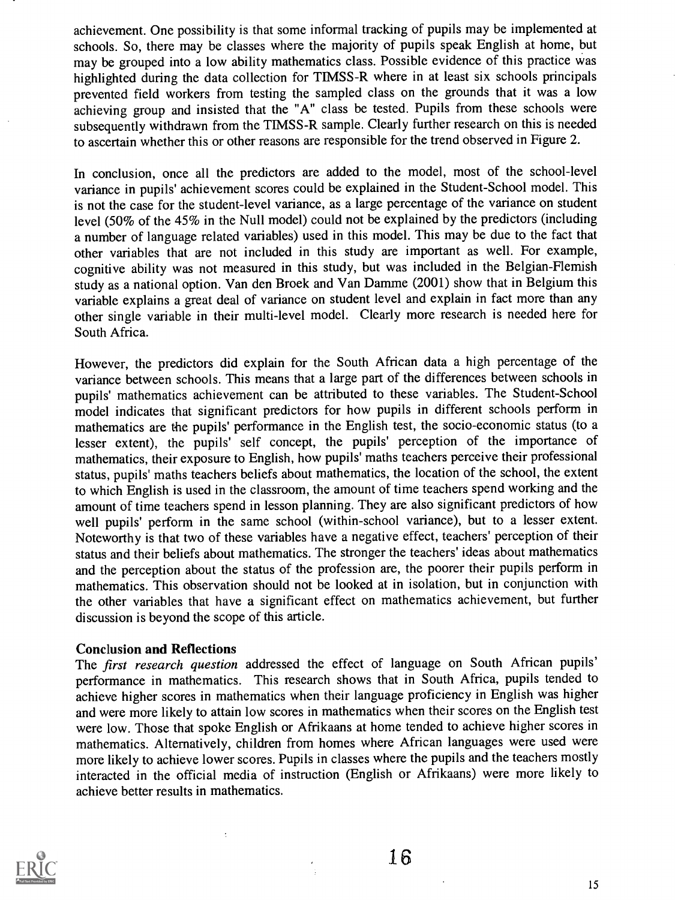achievement. One possibility is that some informal tracking of pupils may be implemented at schools. So, there may be classes where the majority of pupils speak English at home, but may be grouped into a low ability mathematics class. Possible evidence of this practice was highlighted during the data collection for TIMSS-R where in at least six schools principals prevented field workers from testing the sampled class on the grounds that it was a low achieving group and insisted that the "A" class be tested. Pupils from these schools were subsequently withdrawn from the TIMSS-R sample. Clearly further research on this is needed to ascertain whether this or other reasons are responsible for the trend observed in Figure 2.

In conclusion, once all the predictors are added to the model, most of the school-level variance in pupils' achievement scores could be explained in the Student-School model. This is not the case for the student-level variance, as a large percentage of the variance on student level (50% of the 45% in the Null model) could not be explained by the predictors (including a number of language related variables) used in this model. This may be due to the fact that other variables that are not included in this study are important as well. For example, cognitive ability was not measured in this study, but was included in the Belgian-Flemish study as a national option. Van den Broek and Van Damme (2001) show that in Belgium this variable explains a great deal of variance on student level and explain in fact more than any other single variable in their multi-level model. Clearly more research is needed here for South Africa.

However, the predictors did explain for the South African data a high percentage of the variance between schools. This means that a large part of the differences between schools in pupils' mathematics achievement can be attributed to these variables. The Student-School model indicates that significant predictors for how pupils in different schools perform in mathematics are the pupils' performance in the English test, the socio-economic status (to a lesser extent), the pupils' self concept, the pupils' perception of the importance of mathematics, their exposure to English, how pupils' maths teachers perceive their professional status, pupils' maths teachers beliefs about mathematics, the location of the school, the extent to which English is used in the classroom, the amount of time teachers spend working and the amount of time teachers spend in lesson planning. They are also significant predictors of how well pupils' perform in the same school (within-school variance), but to a lesser extent. Noteworthy is that two of these variables have a negative effect, teachers' perception of their status and their beliefs about mathematics. The stronger the teachers' ideas about mathematics and the perception about the status of the profession are, the poorer their pupils perform in mathematics. This observation should not be looked at in isolation, but in conjunction with the other variables that have a significant effect on mathematics achievement, but further discussion is beyond the scope of this article.

### Conclusion and Reflections

The *first research question* addressed the effect of language on South African pupils' performance in mathematics. This research shows that in South Africa, pupils tended to achieve higher scores in mathematics when their language proficiency in English was higher and were more likely to attain low scores in mathematics when their scores on the English test were low. Those that spoke English or Afrikaans at home tended to achieve higher scores in mathematics. Alternatively, children from homes where African languages were used were more likely to achieve lower scores. Pupils in classes where the pupils and the teachers mostly interacted in the official media of instruction (English or Afrikaans) were more likely to achieve better results in mathematics.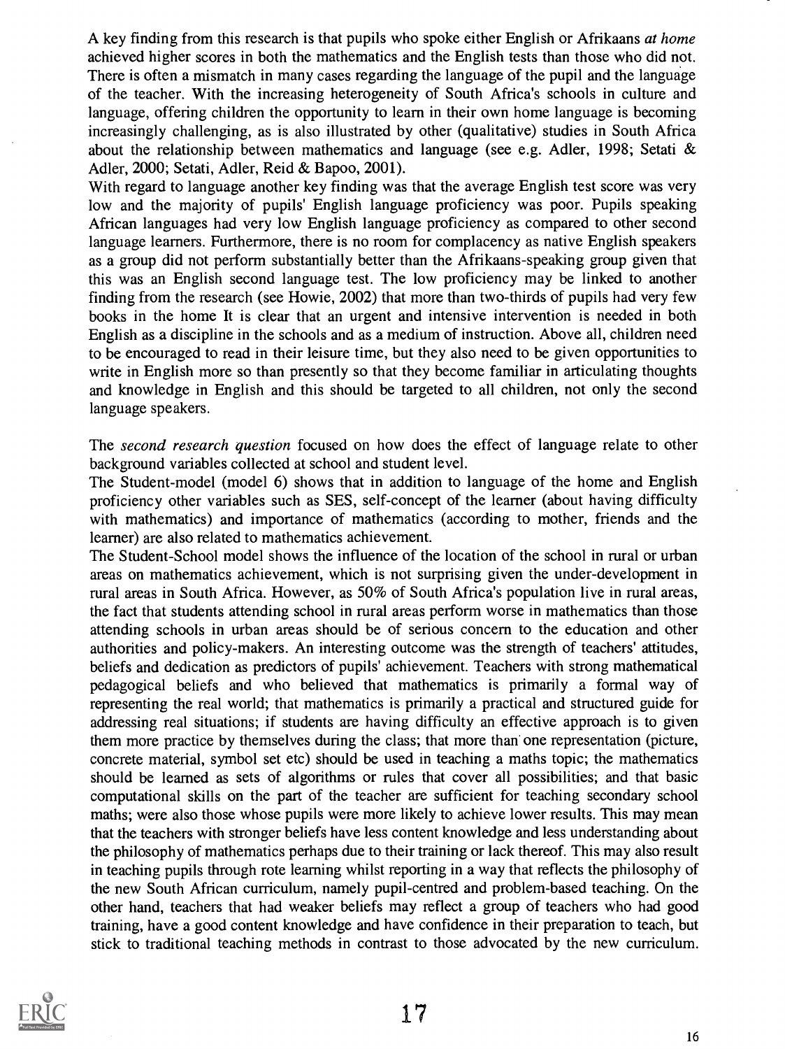A key finding from this research is that pupils who spoke either English or Afrikaans *at home* achieved higher scores in both the mathematics and the English tests than those who did not. There is often a mismatch in many cases regarding the language of the pupil and the language of the teacher. With the increasing heterogeneity of South Africa's schools in culture and language, offering children the opportunity to learn in their own home language is becoming increasingly challenging, as is also illustrated by other (qualitative) studies in South Africa about the relationship between mathematics and language (see e.g. Adler, 1998; Setati & Adler, 2000; Setati, Adler, Reid & Bapoo, 2001).

With regard to language another key finding was that the average English test score was very low and the majority of pupils' English language proficiency was poor. Pupils speaking African languages had very low English language proficiency as compared to other second language learners. Furthermore, there is no room for complacency as native English speakers as a group did not perform substantially better than the Afrikaans-speaking group given that this was an English second language test. The low proficiency may be linked to another finding from the research (see Howie, 2002) that more than two-thirds of pupils had very few books in the home It is clear that an urgent and intensive intervention is needed in both English as a discipline in the schools and as a medium of instruction. Above all, children need to be encouraged to read in their leisure time, but they also need to be given opportunities to write in English more so than presently so that they become familiar in articulating thoughts and knowledge in English and this should be targeted to all children, not only the second language speakers.

The *second research question* focused on how does the effect of language relate to other background variables collected at school and student level.

The Student-model (model 6) shows that in addition to language of the home and English proficiency other variables such as SES, self-concept of the learner (about having difficulty with mathematics) and importance of mathematics (according to mother, friends and the learner) are also related to mathematics achievement.

The Student-School model shows the influence of the location of the school in rural or urban areas on mathematics achievement, which is not surprising given the under-development in rural areas in South Africa. However, as 50% of South Africa's population live in rural areas, the fact that students attending school in rural areas perform worse in mathematics than those attending schools in urban areas should be of serious concern to the education and other authorities and policy-makers. An interesting outcome was the strength of teachers' attitudes, beliefs and dedication as predictors of pupils' achievement. Teachers with strong mathematical pedagogical beliefs and who believed that mathematics is primarily a formal way of representing the real world; that mathematics is primarily a practical and structured guide for addressing real situations; if students are having difficulty an effective approach is to given them more practice by themselves during the class; that more than one representation (picture, concrete material, symbol set etc) should be used in teaching a maths topic; the mathematics should be learned as sets of algorithms or rules that cover all possibilities; and that basic computational skills on the part of the teacher are sufficient for teaching secondary school maths; were also those whose pupils were more likely to achieve lower results. This may mean that the teachers with stronger beliefs have less content knowledge and less understanding about the philosophy of mathematics perhaps due to their training or lack thereof. This may also result in teaching pupils through rote learning whilst reporting in a way that reflects the philosophy of the new South African curriculum, namely pupil-centred and problem-based teaching. On the other hand, teachers that had weaker beliefs may reflect a group of teachers who had good training, have a good content knowledge and have confidence in their preparation to teach, but stick to traditional teaching methods in contrast to those advocated by the new curriculum.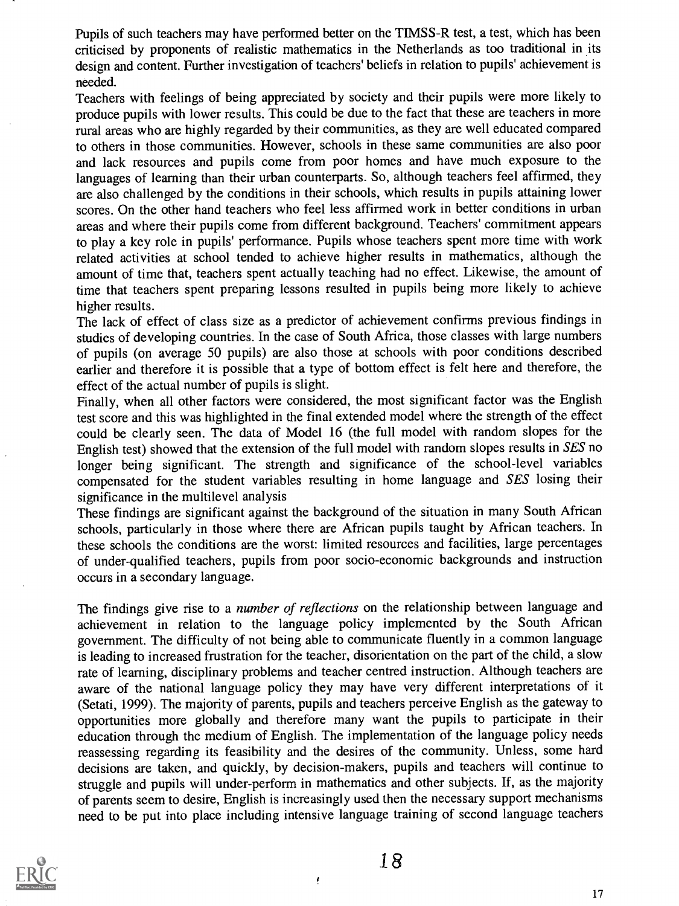Pupils of such teachers may have performed better on the TIMSS-R test, a test, which has been criticised by proponents of realistic mathematics in the Netherlands as too traditional in its design and content. Further investigation of teachers' beliefs in relation to pupils' achievement is needed.

Teachers with feelings of being appreciated by society and their pupils were more likely to produce pupils with lower results. This could be due to the fact that these are teachers in more rural areas who are highly regarded by their communities, as they are well educated compared to others in those communities. However, schools in these same communities are also poor and lack resources and pupils come from poor homes and have much exposure to the languages of learning than their urban counterparts. So, although teachers feel affirmed, they are also challenged by the conditions in their schools, which results in pupils attaining lower scores. On the other hand teachers who feel less affirmed work in better conditions in urban areas and where their pupils come from different background. Teachers' commitment appears to play a key role in pupils' performance. Pupils whose teachers spent more time with work related activities at school tended to achieve higher results in mathematics, although the amount of time that, teachers spent actually teaching had no effect. Likewise, the amount of time that teachers spent preparing lessons resulted in pupils being more likely to achieve higher results.

The lack of effect of class size as a predictor of achievement confirms previous findings in studies of developing countries. In the case of South Africa, those classes with large numbers of pupils (on average 50 pupils) are also those at schools with poor conditions described earlier and therefore it is possible that a type of bottom effect is felt here and therefore, the effect of the actual number of pupils is slight.

Finally, when all other factors were considered, the most significant factor was the English test score and this was highlighted in the final extended model where the strength of the effect could be clearly seen. The data of Model 16 (the full model with random slopes for the English test) showed that the extension of the full model with random slopes results in *SES* no longer being significant. The strength and significance of the school-level variables compensated for the student variables resulting in home language and *SES* losing their significance in the multilevel analysis

These findings are significant against the background of the situation in many South African schools, particularly in those where there are African pupils taught by African teachers. In these schools the conditions are the worst: limited resources and facilities, large percentages of under-qualified teachers, pupils from poor socio-economic backgrounds and instruction occurs in a secondary language.

The findings give rise to a *number of reflections* on the relationship between language and achievement in relation to the language policy implemented by the South African government. The difficulty of not being able to communicate fluently in a common language is leading to increased frustration for the teacher, disorientation on the part of the child, a slow rate of learning, disciplinary problems and teacher centred instruction. Although teachers are aware of the national language policy they may have very different interpretations of it (Setati, 1999). The majority of parents, pupils and teachers perceive English as the gateway to opportunities more globally and therefore many want the pupils to participate in their education through the medium of English. The implementation of the language policy needs reassessing regarding its feasibility and the desires of the community. Unless, some hard decisions are taken, and quickly, by decision-makers, pupils and teachers will continue to struggle and pupils will under-perform in mathematics and other subjects. If, as the majority of parents seem to desire, English is increasingly used then the necessary support mechanisms need to be put into place including intensive language training of second language teachers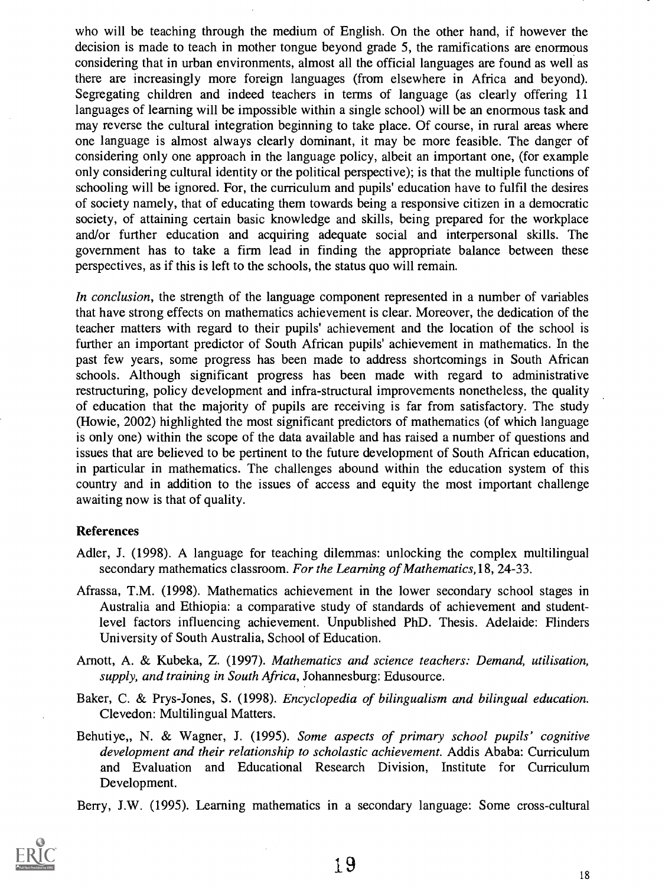who will be teaching through the medium of English. On the other hand, if however the decision is made to teach in mother tongue beyond grade 5, the ramifications are enormous considering that in urban environments, almost all the official languages are found as well as there are increasingly more foreign languages (from elsewhere in Africa and beyond). Segregating children and indeed teachers in terms of language (as clearly offering 11 languages of learning will be impossible within a single school) will be an enormous task and may reverse the cultural integration beginning to take place. Of course, in rural areas where one language is almost always clearly dominant, it may be more feasible. The danger of considering only one approach in the language policy, albeit an important one, (for example only considering cultural identity or the political perspective); is that the multiple functions of schooling will be ignored. For, the curriculum and pupils' education have to fulfil the desires of society namely, that of educating them towards being a responsive citizen in a democratic society, of attaining certain basic knowledge and skills, being prepared for the workplace and/or further education and acquiring adequate social and interpersonal skills. The government has to take a firm lead in finding the appropriate balance between these perspectives, as if this is left to the schools, the status quo will remain.

*In conclusion*, the strength of the language component represented in a number of variables that have strong effects on mathematics achievement is clear. Moreover, the dedication of the teacher matters with regard to their pupils' achievement and the location of the school is further an important predictor of South African pupils' achievement in mathematics. In the past few years, some progress has been made to address shortcomings in South African schools. Although significant progress has been made with regard to administrative restructuring, policy development and infra-structural improvements nonetheless, the quality of education that the majority of pupils are receiving is far from satisfactory. The study (Howie, 2002) highlighted the most significant predictors of mathematics (of which language is only one) within the scope of the data available and has raised a number of questions and issues that are believed to be pertinent to the future development of South African education, in particular in mathematics. The challenges abound within the education system of this country and in addition to the issues of access and equity the most important challenge awaiting now is that of quality.

## References

Adler, J. (1998). A language for teaching dilemmas: unlocking the complex multilingual secondary mathematics classroom. *For the Learning of Mathematics*, 18, 24-33.

Afrassa, T.M. (1998). Mathematics achievement in the lower secondary school stages in Australia and Ethiopia: a comparative study of standards of achievement and student-level factors influencing achievement. Unpublished PhD. Thesis. Adelaide: Flinders University of South Australia, School of Education.

Arnott, A. & Kubeka, Z. (1997). *Mathematics and science teachers: Demand, utilisation, supply, and training in South Africa*, Johannesburg: Edusource.

Baker, C. & Prys-Jones, S. (1998). *Encyclopedia of bilingualism and bilingual education*. Clevedon: Multilingual Matters.

Behutiye,, N. & Wagner, J. (1995). *Some aspects of primary school pupils' cognitive development and their relationship to scholastic achievement*. Addis Ababa: Curriculum and Evaluation and Educational Research Division, Institute for Curriculum Development.

Berry, J.W. (1995). Learning mathematics in a secondary language: Some cross-cultural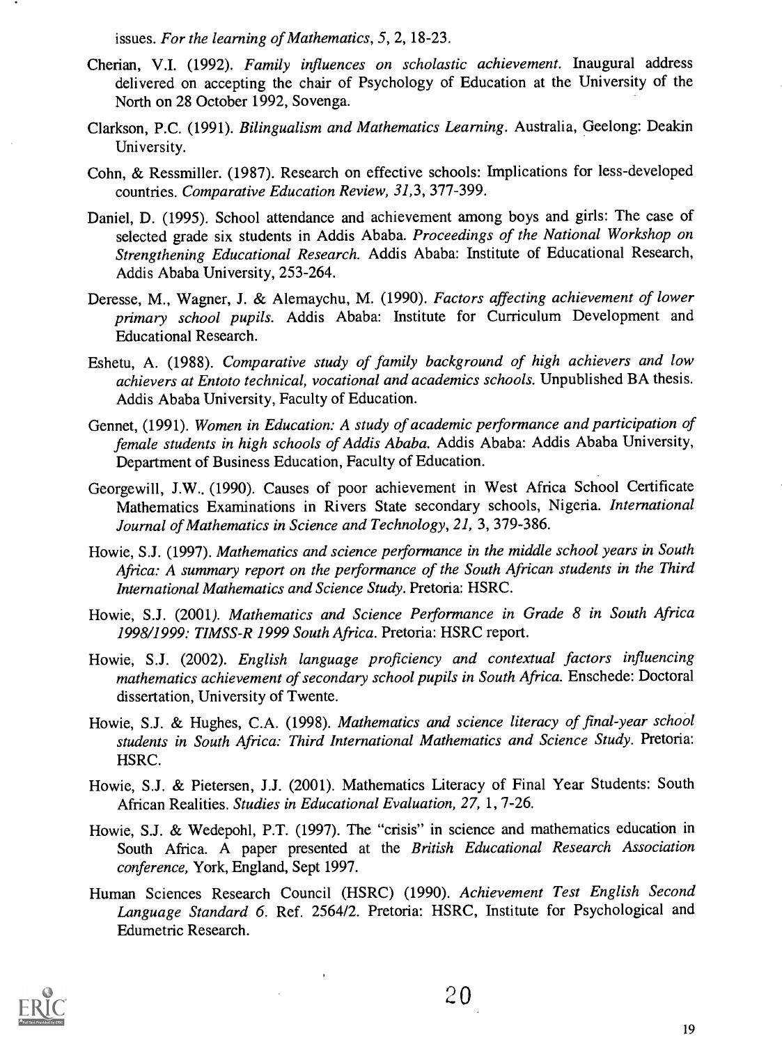issues. *For the learning of Mathematics, 5*, 2, 18-23.

Cherian, V.I. (1992). *Family influences on scholastic achievement*. Inaugural address delivered on accepting the chair of Psychology of Education at the University of the North on 28 October 1992, Sovenga.

Clarkson, P.C. (1991). *Bilingualism and Mathematics Learning*. Australia, Geelong: Deakin University.

Cohn, & Ressmiller. (1987). Research on effective schools: Implications for less-developed countries. *Comparative Education Review, 31*,3, 377-399.

Daniel, D. (1995). School attendance and achievement among boys and girls: The case of selected grade six students in Addis Ababa. *Proceedings of the National Workshop on Strengthening Educational Research*. Addis Ababa: Institute of Educational Research, Addis Ababa University, 253-264.

Deresse, M., Wagner, J. & Alemaychu, M. (1990). *Factors affecting achievement of lower primary school pupils*. Addis Ababa: Institute for Curriculum Development and Educational Research.

Eshetu, A. (1988). *Comparative study of family background of high achievers and low achievers at Entoto technical, vocational and academics schools*. Unpublished BA thesis. Addis Ababa University, Faculty of Education.

Gennet, (1991). *Women in Education: A study of academic performance and participation of female students in high schools of Addis Ababa*. Addis Ababa: Addis Ababa University, Department of Business Education, Faculty of Education.

Georgewill, J.W., (1990). Causes of poor achievement in West Africa School Certificate Mathematics Examinations in Rivers State secondary schools, Nigeria. *International Journal of Mathematics in Science and Technology, 21*, 3, 379-386.

Howie, S.J. (1997). *Mathematics and science performance in the middle school years in South Africa: A summary report on the performance of the South African students in the Third International Mathematics and Science Study*. Pretoria: HSRC.

Howie, S.J. (2001). *Mathematics and Science Performance in Grade 8 in South Africa 1998/1999: TIMSS-R 1999 South Africa*. Pretoria: HSRC report.

Howie, S.J. (2002). *English language proficiency and contextual factors influencing mathematics achievement of secondary school pupils in South Africa*. Enschede: Doctoral dissertation, University of Twente.

Howie, S.J. & Hughes, C.A. (1998). *Mathematics and science literacy of final-year school students in South Africa: Third International Mathematics and Science Study*. Pretoria: HSRC.

Howie, S.J. & Pietersen, J.J. (2001). Mathematics Literacy of Final Year Students: South African Realities. *Studies in Educational Evaluation, 27*, 1, 7-26.

Howie, S.J. & Wedepohl, P.T. (1997). The "crisis" in science and mathematics education in South Africa. A paper presented at the *British Educational Research Association conference*, York, England, Sept 1997.

Human Sciences Research Council (HSRC) (1990). *Achievement Test English Second Language Standard 6*. Ref. 2564/2. Pretoria: HSRC, Institute for Psychological and Edumetric Research.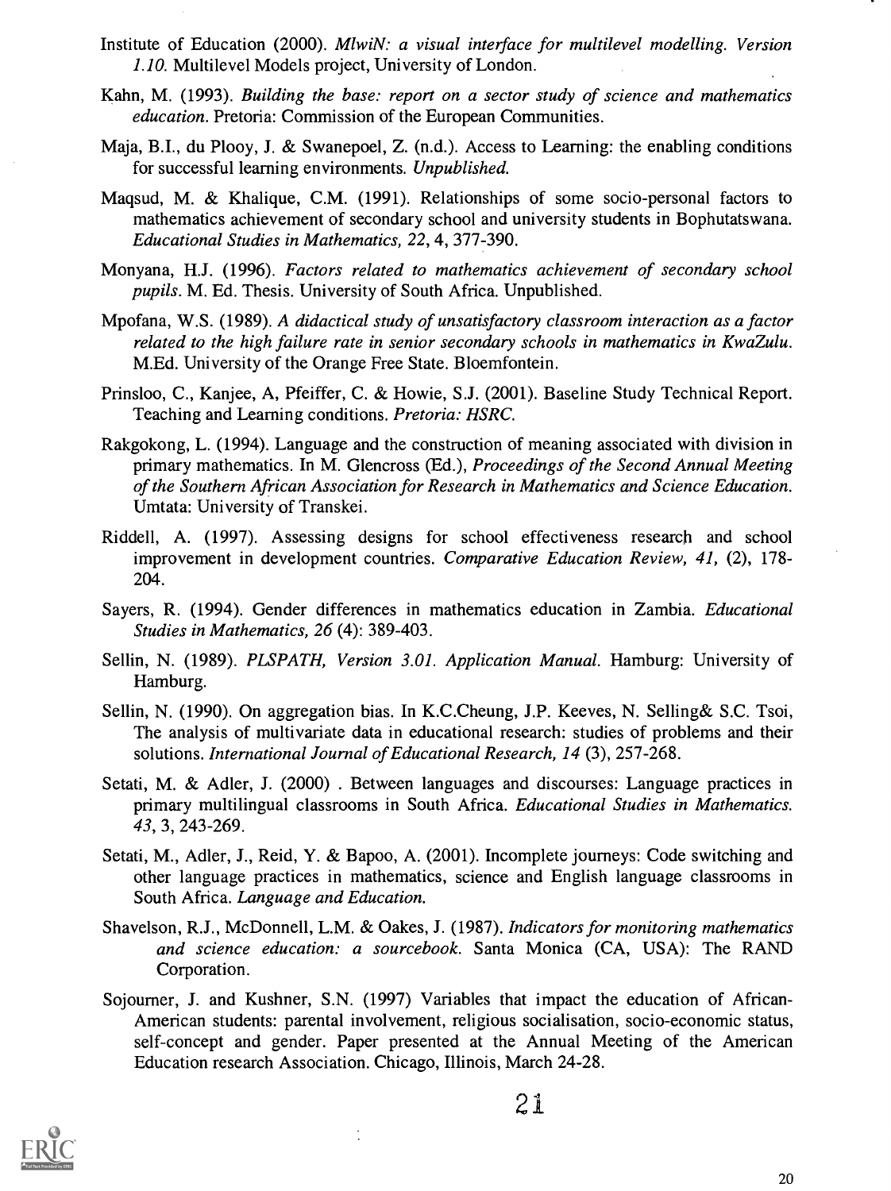Institute of Education (2000). *MlwiN: a visual interface for multilevel modelling. Version 1.10.* Multilevel Models project, University of London.

Kahn, M. (1993). *Building the base: report on a sector study of science and mathematics education.* Pretoria: Commission of the European Communities.

Maja, B.I., du Plooy, J. & Swanepoel, Z. (n.d.). Access to Learning: the enabling conditions for successful learning environments. *Unpublished.*

Maqsud, M. & Khalique, C.M. (1991). Relationships of some socio-personal factors to mathematics achievement of secondary school and university students in Bophutatswana. *Educational Studies in Mathematics, 22*, 4, 377-390.

Monyana, H.J. (1996). *Factors related to mathematics achievement of secondary school pupils.* M. Ed. Thesis. University of South Africa. Unpublished.

Mpofana, W.S. (1989). *A didactical study of unsatisfactory classroom interaction as a factor related to the high failure rate in senior secondary schools in mathematics in KwaZulu.* M.Ed. University of the Orange Free State. Bloemfontein.

Prinsloo, C., Kanjee, A, Pfeiffer, C. & Howie, S.J. (2001). Baseline Study Technical Report. Teaching and Learning conditions. *Pretoria: HSRC.*

Rakgokong, L. (1994). Language and the construction of meaning associated with division in primary mathematics. In M. Glencross (Ed.), *Proceedings of the Second Annual Meeting of the Southern African Association for Research in Mathematics and Science Education.* Umtata: University of Transkei.

Riddell, A. (1997). Assessing designs for school effectiveness research and school improvement in development countries. *Comparative Education Review, 41,* (2), 178-204.

Sayers, R. (1994). Gender differences in mathematics education in Zambia. *Educational Studies in Mathematics, 26* (4): 389-403.

Sellin, N. (1989). *PLSPATH, Version 3.01. Application Manual.* Hamburg: University of Hamburg.

Sellin, N. (1990). On aggregation bias. In K.C.Cheung, J.P. Keeves, N. Selling& S.C. Tsoi, The analysis of multivariate data in educational research: studies of problems and their solutions. *International Journal of Educational Research, 14* (3), 257-268.

Setati, M. & Adler, J. (2000) . Between languages and discourses: Language practices in primary multilingual classrooms in South Africa. *Educational Studies in Mathematics. 43*, 3, 243-269.

Setati, M., Adler, J., Reid, Y. & Bapoo, A. (2001). Incomplete journeys: Code switching and other language practices in mathematics, science and English language classrooms in South Africa. *Language and Education.*

Shavelson, R.J., McDonnell, L.M. & Oakes, J. (1987). *Indicators for monitoring mathematics and science education: a sourcebook.* Santa Monica (CA, USA): The RAND Corporation.

Sojourner, J. and Kushner, S.N. (1997) Variables that impact the education of African-American students: parental involvement, religious socialisation, socio-economic status, self-concept and gender. Paper presented at the Annual Meeting of the American Education research Association. Chicago, Illinois, March 24-28.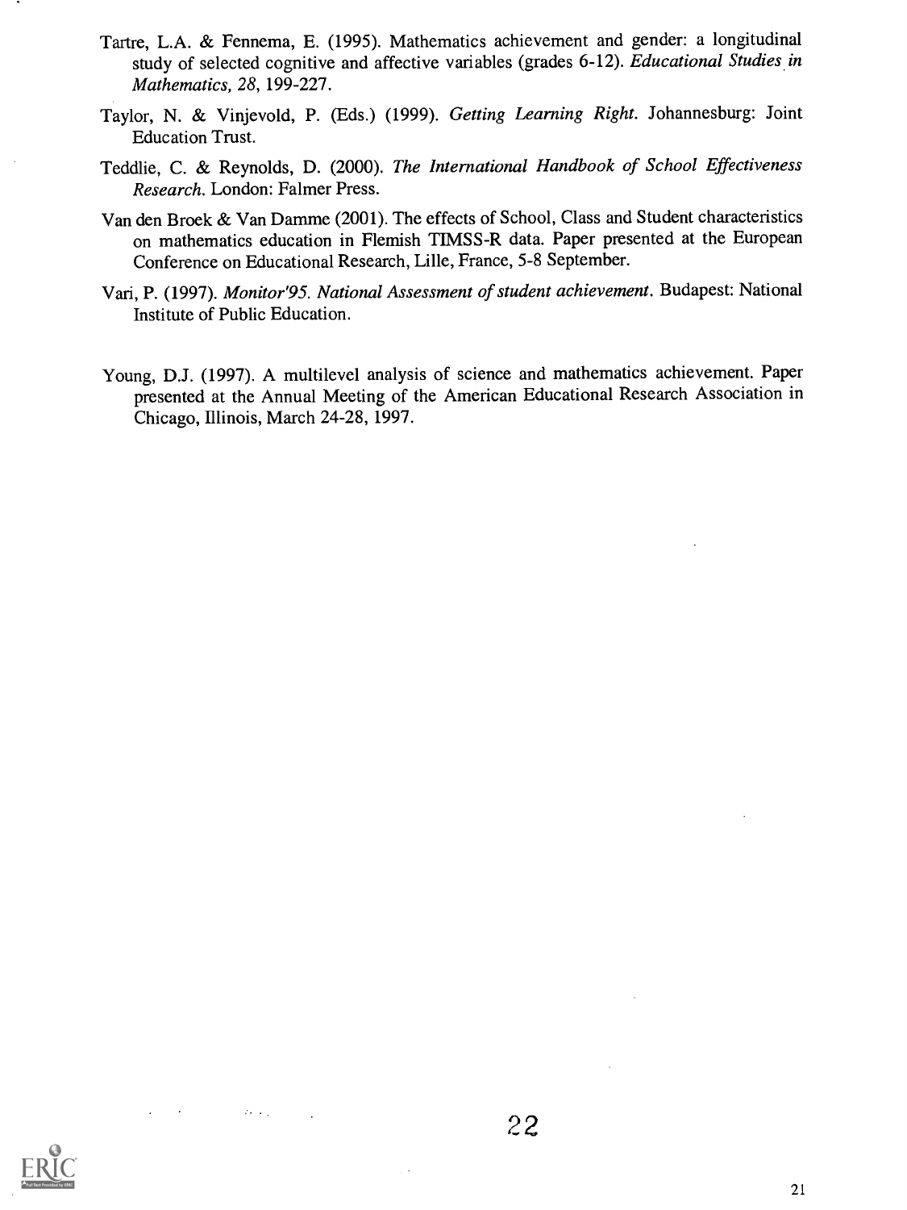Tartre, L.A. & Fennema, E. (1995). Mathematics achievement and gender: a longitudinal study of selected cognitive and affective variables (grades 6-12). *Educational Studies in Mathematics, 28*, 199-227.

Taylor, N. & Vinjevold, P. (Eds.) (1999). *Getting Learning Right*. Johannesburg: Joint Education Trust.

Teddlie, C. & Reynolds, D. (2000). *The International Handbook of School Effectiveness Research*. London: Falmer Press.

Van den Broek & Van Damme (2001). The effects of School, Class and Student characteristics on mathematics education in Flemish TIMSS-R data. Paper presented at the European Conference on Educational Research, Lille, France, 5-8 September.

Vari, P. (1997). *Monitor'95. National Assessment of student achievement*. Budapest: National Institute of Public Education.

Young, D.J. (1997). A multilevel analysis of science and mathematics achievement. Paper presented at the Annual Meeting of the American Educational Research Association in Chicago, Illinois, March 24-28, 1997.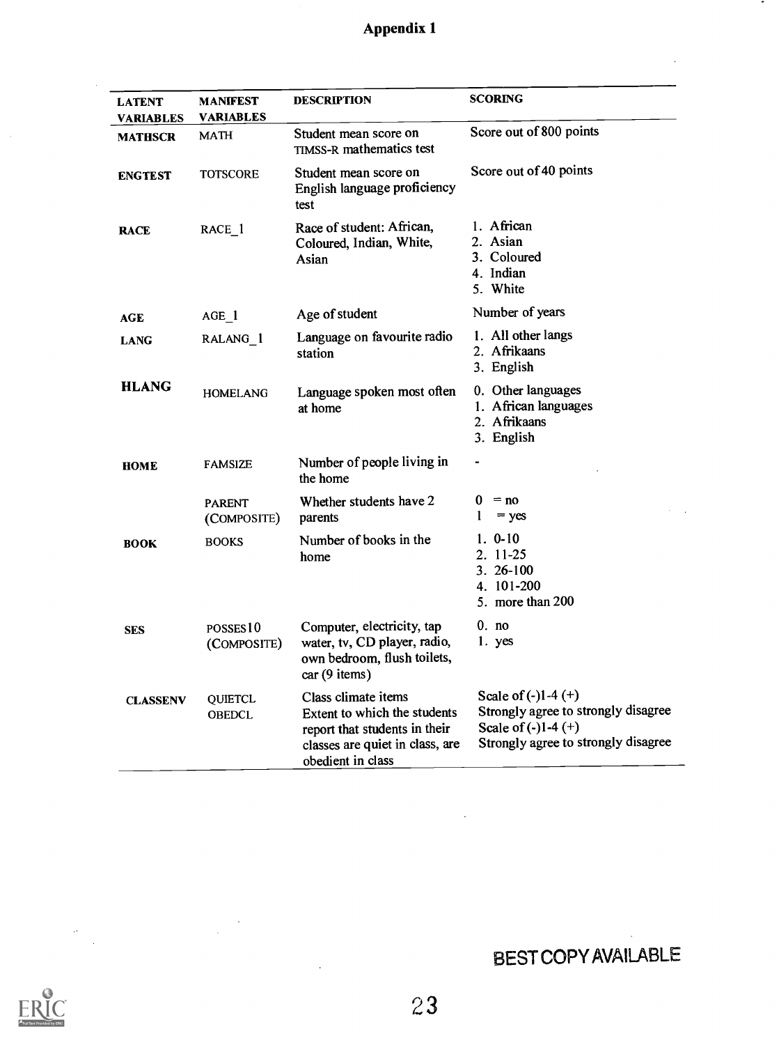# Appendix 1

| LATENT VARIABLES | MANIFEST VARIABLES | DESCRIPTION | SCORING |
|---|---|---|---|
| **MATHSCR** | MATH | Student mean score on TIMSS-R mathematics test | Score out of 800 points |
| **ENGTEST** | TOTSCORE | Student mean score on English language proficiency test | Score out of 40 points |
| **RACE** | RACE_1 | Race of student: African, Coloured, Indian, White, Asian | 1. African<br>2. Asian<br>3. Coloured<br>4. Indian<br>5. White |
| **AGE** | AGE_1 | Age of student | Number of years |
| **LANG** | RALANG_1 | Language on favourite radio station | 1. All other langs<br>2. Afrikaans<br>3. English |
| **HLANG** | HOMELANG | Language spoken most often at home | 0. Other languages<br>1. African languages<br>2. Afrikaans<br>3. English |
| **HOME** | FAMSIZE | Number of people living in the home | - |
| | PARENT (COMPOSITE) | Whether students have 2 parents | 0 = no<br>1 = yes |
| **BOOK** | BOOKS | Number of books in the home | 1. 0-10<br>2. 11-25<br>3. 26-100<br>4. 101-200<br>5. more than 200 |
| **SES** | POSSES10 (COMPOSITE) | Computer, electricity, tap water, tv, CD player, radio, own bedroom, flush toilets, car (9 items) | 0. no<br>1. yes |
| **CLASSENV** | QUIETCL<br>OBEDCL | Class climate items<br>Extent to which the students report that students in their classes are quiet in class, are obedient in class | Scale of (-)1-4 (+)<br>Strongly agree to strongly disagree<br>Scale of (-)1-4 (+)<br>Strongly agree to strongly disagree |

BEST COPY AVAILABLE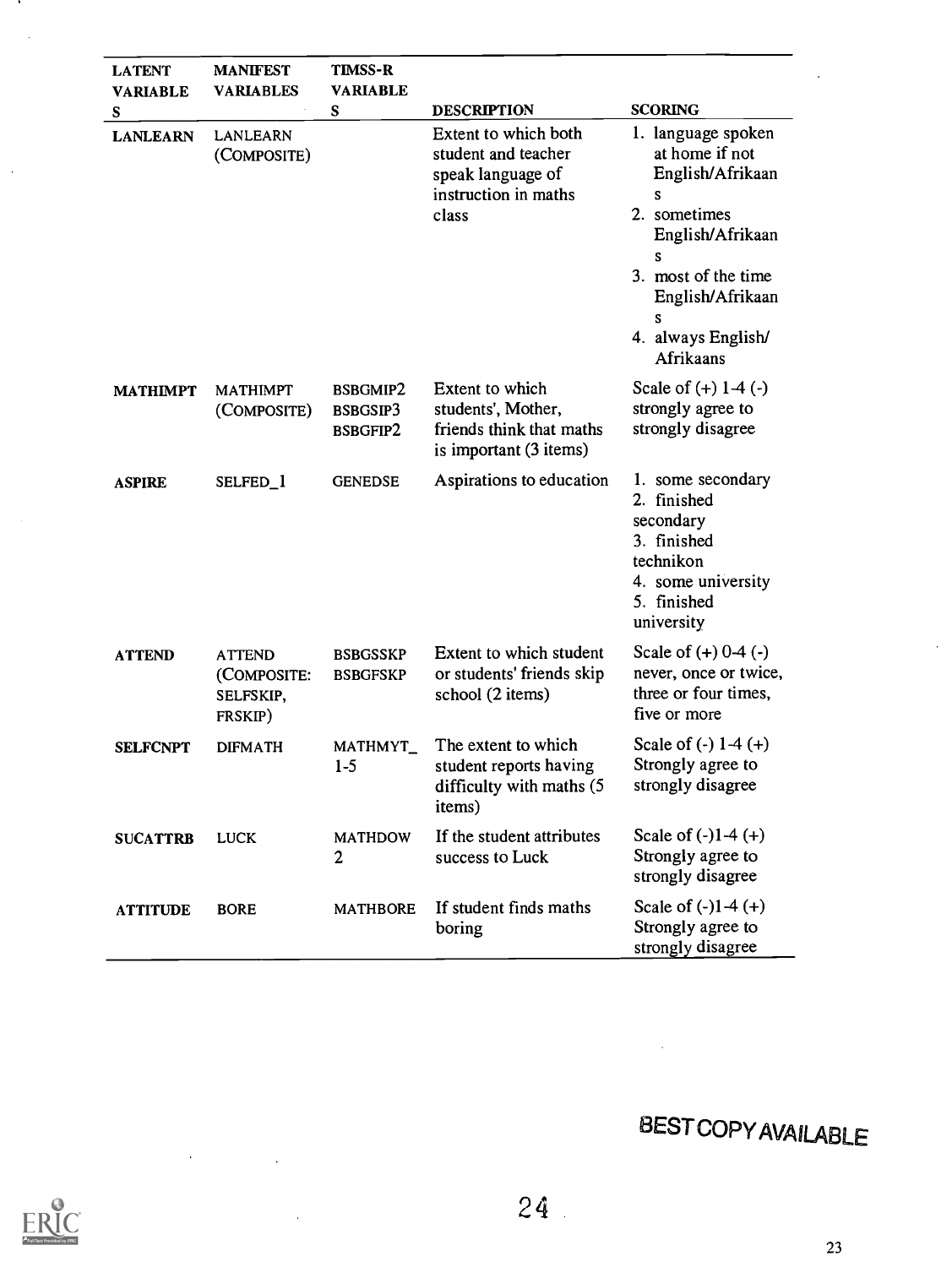| LATENT VARIABLES | MANIFEST VARIABLES | TIMSS-R VARIABLES | DESCRIPTION | SCORING |
|---|---|---|---|---|
| **LANLEARN** | LANLEARN (COMPOSITE) | | Extent to which both student and teacher speak language of instruction in maths class | 1. language spoken at home if not English/Afrikaans 2. sometimes English/Afrikaans 3. most of the time English/Afrikaans 4. always English/ Afrikaans |
| **MATHIMPT** | MATHIMPT (COMPOSITE) | BSBGMIP2 BSBGSIP3 BSBGFIP2 | Extent to which students', Mother, friends think that maths is important (3 items) | Scale of (+) 1-4 (-) strongly agree to strongly disagree |
| **ASPIRE** | SELFED_1 | GENEDSE | Aspirations to education | 1. some secondary 2. finished secondary 3. finished technikon 4. some university 5. finished university |
| **ATTEND** | ATTEND (COMPOSITE: SELFSKIP, FRSKIP) | BSBGSSKP BSBGFSKP | Extent to which student or students' friends skip school (2 items) | Scale of (+) 0-4 (-) never, once or twice, three or four times, five or more |
| **SELFCNPT** | DIFMATH | MATHMYT_ 1-5 | The extent to which student reports having difficulty with maths (5 items) | Scale of (-) 1-4 (+) Strongly agree to strongly disagree |
| **SUCATTRB** | LUCK | MATHDOW 2 | If the student attributes success to Luck | Scale of (-)1-4 (+) Strongly agree to strongly disagree |
| **ATTITUDE** | BORE | MATHBORE | If student finds maths boring | Scale of (-)1-4 (+) Strongly agree to strongly disagree |

BEST COPY AVAILABLE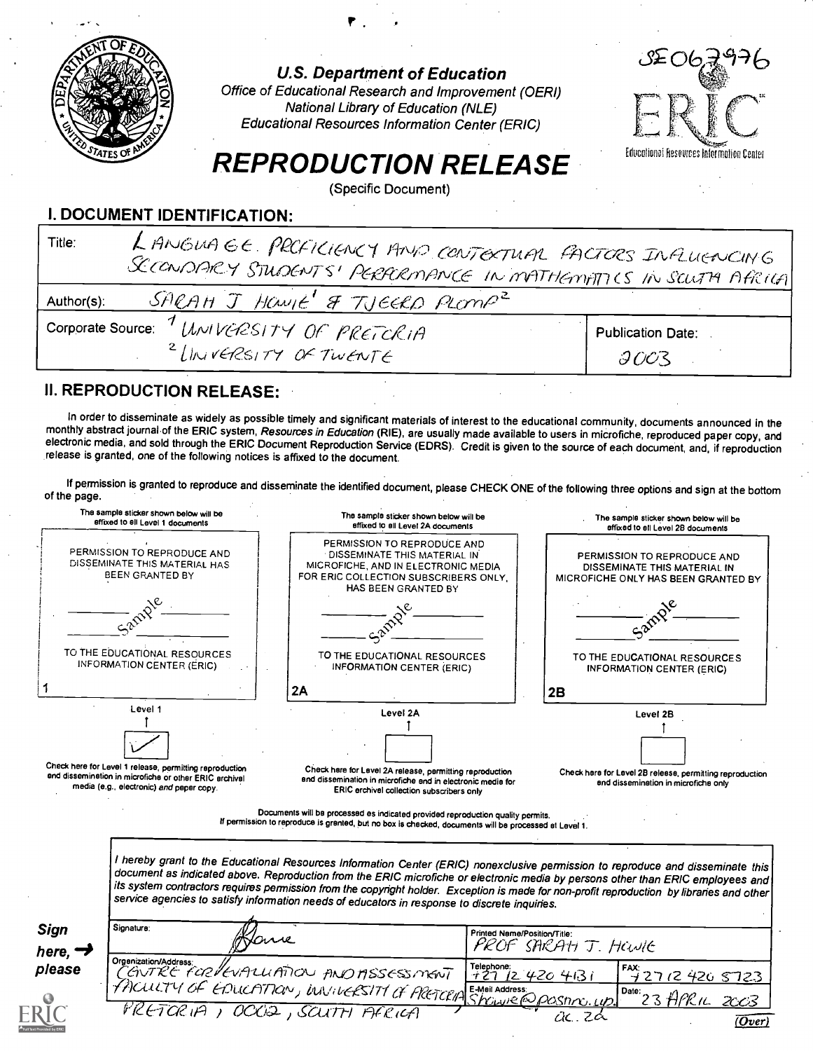SE067976

# U.S. Department of Education

Office of Educational Research and Improvement (OERI)
National Library of Education (NLE)
Educational Resources Information Center (ERIC)

# REPRODUCTION RELEASE

(Specific Document)

## I. DOCUMENT IDENTIFICATION:

| | |
|---|---|
| Title: LANGUAGE PROFICIENCY AND CONTEXTUAL FACTORS INFLUENCING SECONDARY STUDENTS' PERFORMANCE IN MATHEMATICS IN SOUTH AFRICA | |
| Author(s): SARAH J HOWIE[1] & TJEERD PLOMP[2] | |
| Corporate Source: [1] UNIVERSITY OF PRETORIA [2] UNIVERSITY OF TWENTE | Publication Date: 2003 |

## II. REPRODUCTION RELEASE:

In order to disseminate as widely as possible timely and significant materials of interest to the educational community, documents announced in the monthly abstract journal of the ERIC system, *Resources in Education* (RIE), are usually made available to users in microfiche, reproduced paper copy, and electronic media, and sold through the ERIC Document Reproduction Service (EDRS). Credit is given to the source of each document, and, if reproduction release is granted, one of the following notices is affixed to the document.

If permission is granted to reproduce and disseminate the identified document, please CHECK ONE of the following three options and sign at the bottom of the page.

| The sample sticker shown below will be affixed to all Level 1 documents | The sample sticker shown below will be affixed to all Level 2A documents | The sample sticker shown below will be affixed to all Level 2B documents |
|---|---|---|
| PERMISSION TO REPRODUCE AND DISSEMINATE THIS MATERIAL HAS BEEN GRANTED BY Sample TO THE EDUCATIONAL RESOURCES INFORMATION CENTER (ERIC) | PERMISSION TO REPRODUCE AND DISSEMINATE THIS MATERIAL IN MICROFICHE, AND IN ELECTRONIC MEDIA FOR ERIC COLLECTION SUBSCRIBERS ONLY, HAS BEEN GRANTED BY Sample TO THE EDUCATIONAL RESOURCES INFORMATION CENTER (ERIC) | PERMISSION TO REPRODUCE AND DISSEMINATE THIS MATERIAL IN MICROFICHE ONLY HAS BEEN GRANTED BY Sample TO THE EDUCATIONAL RESOURCES INFORMATION CENTER (ERIC) |
| 1 | 2A | 2B |
| Level 1 ✓ | Level 2A | Level 2B |
| Check here for Level 1 release, permitting reproduction and dissemination in microfiche or other ERIC archival media (e.g., electronic) *and* paper copy. | Check here for Level 2A release, permitting reproduction and dissemination in microfiche and in electronic media for ERIC archival collection subscribers only | Check here for Level 2B release, permitting reproduction and dissemination in microfiche only |

Documents will be processed as indicated provided reproduction quality permits.
If permission to reproduce is granted, but no box is checked, documents will be processed at Level 1.

*I hereby grant to the Educational Resources Information Center (ERIC) nonexclusive permission to reproduce and disseminate this document as indicated above. Reproduction from the ERIC microfiche or electronic media by persons other than ERIC employees and its system contractors requires permission from the copyright holder. Exception is made for non-profit reproduction by libraries and other service agencies to satisfy information needs of educators in response to discrete inquiries.*

**Sign here, → please**

| | | |
|---|---|---|
| Signature: [signature] | Printed Name/Position/Title: PROF SARAH J. HOWIE | |
| Organization/Address: CENTRE FOR EVALUATION AND ASSESSMENT FACULTY OF EDUCATION, UNIVERSITY OF PRETORIA PRETORIA, 0002, SOUTH AFRICA | Telephone: +27 12 420 4131 | FAX: +27 12 420 5723 |
| | E-Mail Address: showie@postino.up.ac.za | Date: 23 APRIL 2003 |

(Over)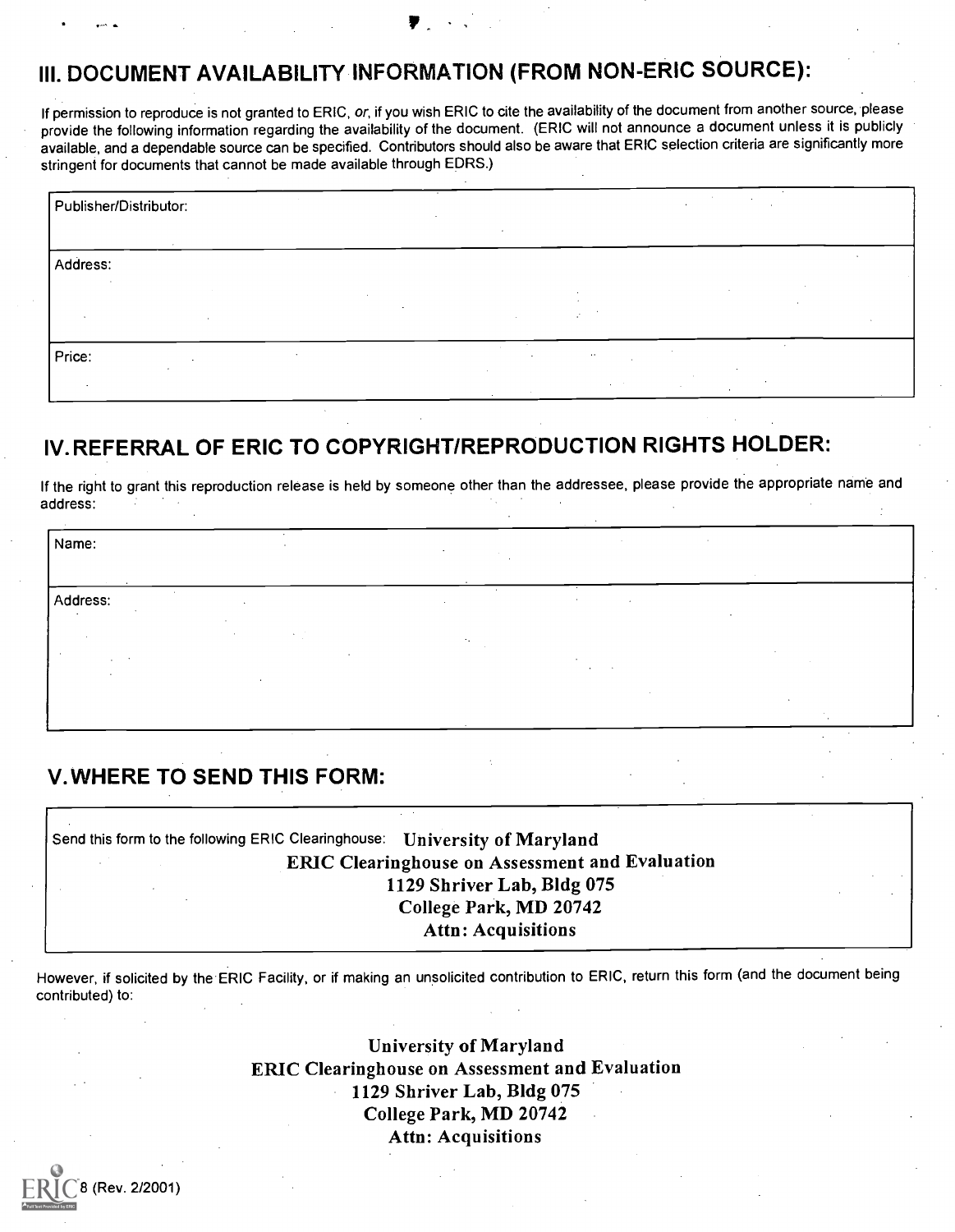## III. DOCUMENT AVAILABILITY INFORMATION (FROM NON-ERIC SOURCE):

If permission to reproduce is not granted to ERIC, *or*, if you wish ERIC to cite the availability of the document from another source, please provide the following information regarding the availability of the document. (ERIC will not announce a document unless it is publicly available, and a dependable source can be specified. Contributors should also be aware that ERIC selection criteria are significantly more stringent for documents that cannot be made available through EDRS.)

| |
|---|
| Publisher/Distributor: |
| Address: |
| Price: |

## IV. REFERRAL OF ERIC TO COPYRIGHT/REPRODUCTION RIGHTS HOLDER:

If the right to grant this reproduction release is held by someone other than the addressee, please provide the appropriate name and address:

| |
|---|
| Name: |
| Address: |

## V. WHERE TO SEND THIS FORM:

Send this form to the following ERIC Clearinghouse: **University of Maryland**
**ERIC Clearinghouse on Assessment and Evaluation**
**1129 Shriver Lab, Bldg 075**
**College Park, MD 20742**
**Attn: Acquisitions**

However, if solicited by the ERIC Facility, or if making an unsolicited contribution to ERIC, return this form (and the document being contributed) to:

**University of Maryland**
**ERIC Clearinghouse on Assessment and Evaluation**
**1129 Shriver Lab, Bldg 075**
**College Park, MD 20742**
**Attn: Acquisitions**

ERIC 8 (Rev. 2/2001)